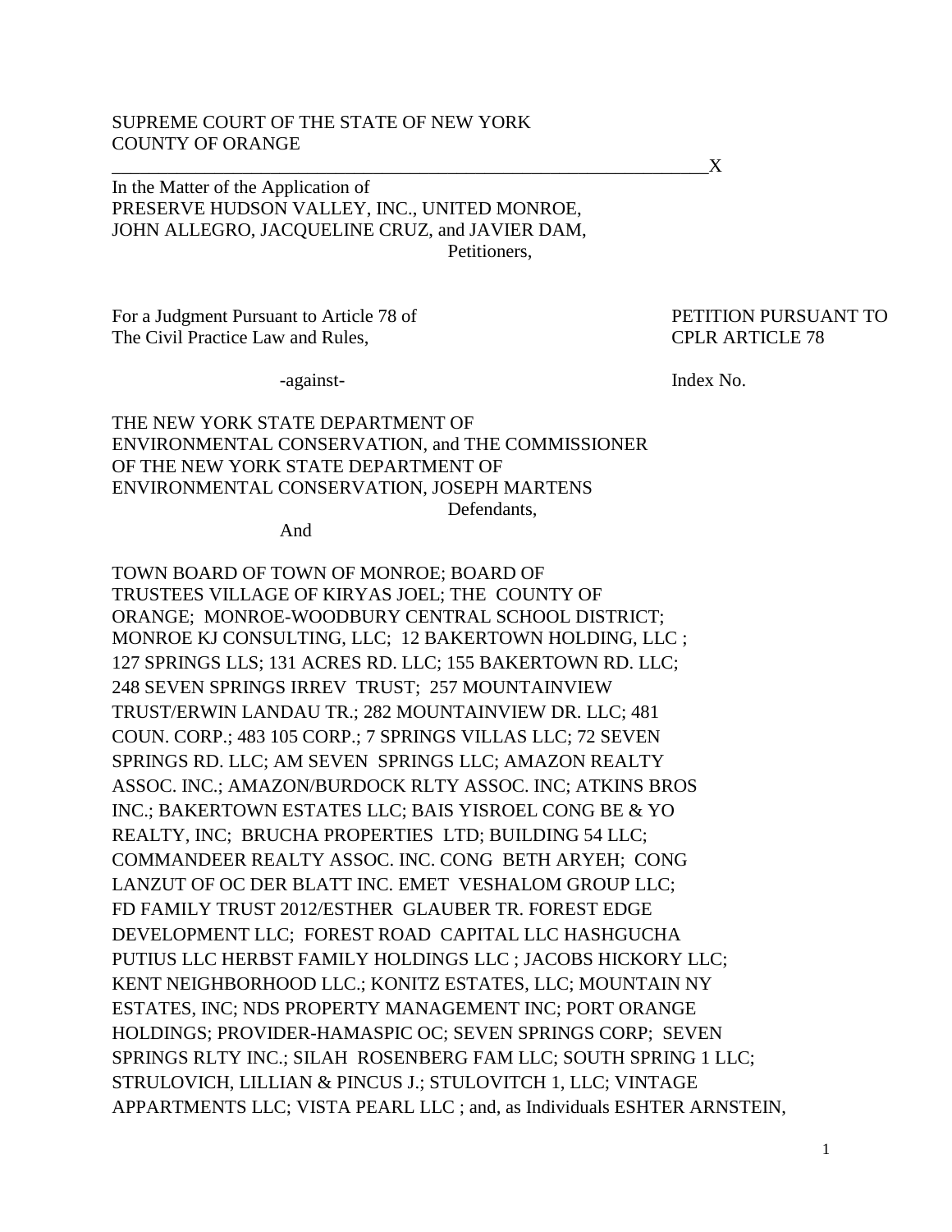SUPREME COURT OF THE STATE OF NEW YORK
COUNTY OF ORANGE

_______________________________________________________________X

In the Matter of the Application of
PRESERVE HUDSON VALLEY, INC., UNITED MONROE,
JOHN ALLEGRO, JACQUELINE CRUZ, and JAVIER DAM,
Petitioners,

For a Judgment Pursuant to Article 78 of
The Civil Practice Law and Rules,

PETITION PURSUANT TO
CPLR ARTICLE 78

-against-

Index No.

THE NEW YORK STATE DEPARTMENT OF
ENVIRONMENTAL CONSERVATION, and THE COMMISSIONER
OF THE NEW YORK STATE DEPARTMENT OF
ENVIRONMENTAL CONSERVATION, JOSEPH MARTENS
Defendants,

And

TOWN BOARD OF TOWN OF MONROE; BOARD OF
TRUSTEES VILLAGE OF KIRYAS JOEL; THE COUNTY OF
ORANGE; MONROE-WOODBURY CENTRAL SCHOOL DISTRICT;
MONROE KJ CONSULTING, LLC; 12 BAKERTOWN HOLDING, LLC ;
127 SPRINGS LLS; 131 ACRES RD. LLC; 155 BAKERTOWN RD. LLC;
248 SEVEN SPRINGS IRREV TRUST; 257 MOUNTAINVIEW
TRUST/ERWIN LANDAU TR.; 282 MOUNTAINVIEW DR. LLC; 481
COUN. CORP.; 483 105 CORP.; 7 SPRINGS VILLAS LLC; 72 SEVEN
SPRINGS RD. LLC; AM SEVEN SPRINGS LLC; AMAZON REALTY
ASSOC. INC.; AMAZON/BURDOCK RLTY ASSOC. INC; ATKINS BROS
INC.; BAKERTOWN ESTATES LLC; BAIS YISROEL CONG BE & YO
REALTY, INC; BRUCHA PROPERTIES LTD; BUILDING 54 LLC;
COMMANDEER REALTY ASSOC. INC. CONG BETH ARYEH; CONG
LANZUT OF OC DER BLATT INC. EMET VESHALOM GROUP LLC;
FD FAMILY TRUST 2012/ESTHER GLAUBER TR. FOREST EDGE
DEVELOPMENT LLC; FOREST ROAD CAPITAL LLC HASHGUCHA
PUTIUS LLC HERBST FAMILY HOLDINGS LLC ; JACOBS HICKORY LLC;
KENT NEIGHBORHOOD LLC.; KONITZ ESTATES, LLC; MOUNTAIN NY
ESTATES, INC; NDS PROPERTY MANAGEMENT INC; PORT ORANGE
HOLDINGS; PROVIDER-HAMASPIC OC; SEVEN SPRINGS CORP; SEVEN
SPRINGS RLTY INC.; SILAH ROSENBERG FAM LLC; SOUTH SPRING 1 LLC;
STRULOVICH, LILLIAN & PINCUS J.; STULOVITCH 1, LLC; VINTAGE
APPARTMENTS LLC; VISTA PEARL LLC ; and, as Individuals ESHTER ARNSTEIN,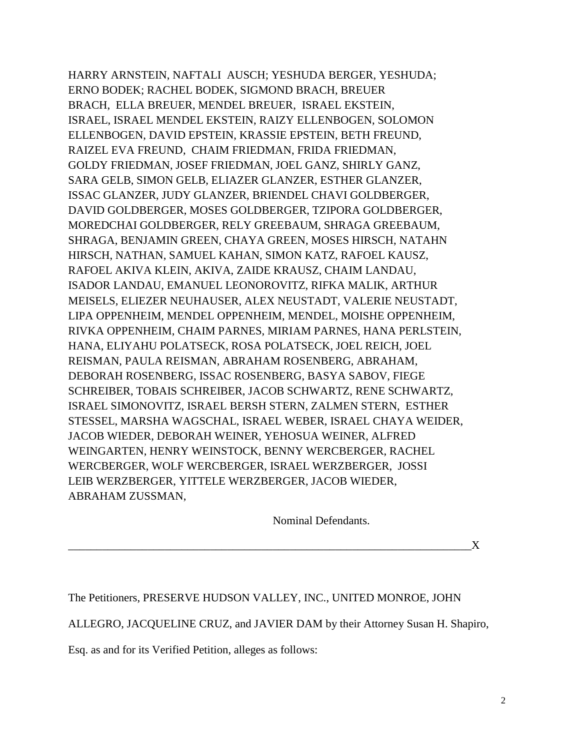HARRY ARNSTEIN, NAFTALI AUSCH; YESHUDA BERGER, YESHUDA; ERNO BODEK; RACHEL BODEK, SIGMOND BRACH, BREUER BRACH, ELLA BREUER, MENDEL BREUER, ISRAEL EKSTEIN, ISRAEL, ISRAEL MENDEL EKSTEIN, RAIZY ELLENBOGEN, SOLOMON ELLENBOGEN, DAVID EPSTEIN, KRASSIE EPSTEIN, BETH FREUND, RAIZEL EVA FREUND, CHAIM FRIEDMAN, FRIDA FRIEDMAN, GOLDY FRIEDMAN, JOSEF FRIEDMAN, JOEL GANZ, SHIRLY GANZ, SARA GELB, SIMON GELB, ELIAZER GLANZER, ESTHER GLANZER, ISSAC GLANZER, JUDY GLANZER, BRIENDEL CHAVI GOLDBERGER, DAVID GOLDBERGER, MOSES GOLDBERGER, TZIPORA GOLDBERGER, MOREDCHAI GOLDBERGER, RELY GREEBAUM, SHRAGA GREEBAUM, SHRAGA, BENJAMIN GREEN, CHAYA GREEN, MOSES HIRSCH, NATAHN HIRSCH, NATHAN, SAMUEL KAHAN, SIMON KATZ, RAFOEL KAUSZ, RAFOEL AKIVA KLEIN, AKIVA, ZAIDE KRAUSZ, CHAIM LANDAU, ISADOR LANDAU, EMANUEL LEONOROVITZ, RIFKA MALIK, ARTHUR MEISELS, ELIEZER NEUHAUSER, ALEX NEUSTADT, VALERIE NEUSTADT, LIPA OPPENHEIM, MENDEL OPPENHEIM, MENDEL, MOISHE OPPENHEIM, RIVKA OPPENHEIM, CHAIM PARNES, MIRIAM PARNES, HANA PERLSTEIN, HANA, ELIYAHU POLATSECK, ROSA POLATSECK, JOEL REICH, JOEL REISMAN, PAULA REISMAN, ABRAHAM ROSENBERG, ABRAHAM, DEBORAH ROSENBERG, ISSAC ROSENBERG, BASYA SABOV, FIEGE SCHREIBER, TOBAIS SCHREIBER, JACOB SCHWARTZ, RENE SCHWARTZ, ISRAEL SIMONOVITZ, ISRAEL BERSH STERN, ZALMEN STERN, ESTHER STESSEL, MARSHA WAGSCHAL, ISRAEL WEBER, ISRAEL CHAYA WEIDER, JACOB WIEDER, DEBORAH WEINER, YEHOSUA WEINER, ALFRED WEINGARTEN, HENRY WEINSTOCK, BENNY WERCBERGER, RACHEL WERCBERGER, WOLF WERCBERGER, ISRAEL WERZBERGER, JOSSI LEIB WERZBERGER, YITTELE WERZBERGER, JACOB WIEDER, ABRAHAM ZUSSMAN,

Nominal Defendants.

______________________________________________________________________X

The Petitioners, PRESERVE HUDSON VALLEY, INC., UNITED MONROE, JOHN ALLEGRO, JACQUELINE CRUZ, and JAVIER DAM by their Attorney Susan H. Shapiro, Esq. as and for its Verified Petition, alleges as follows: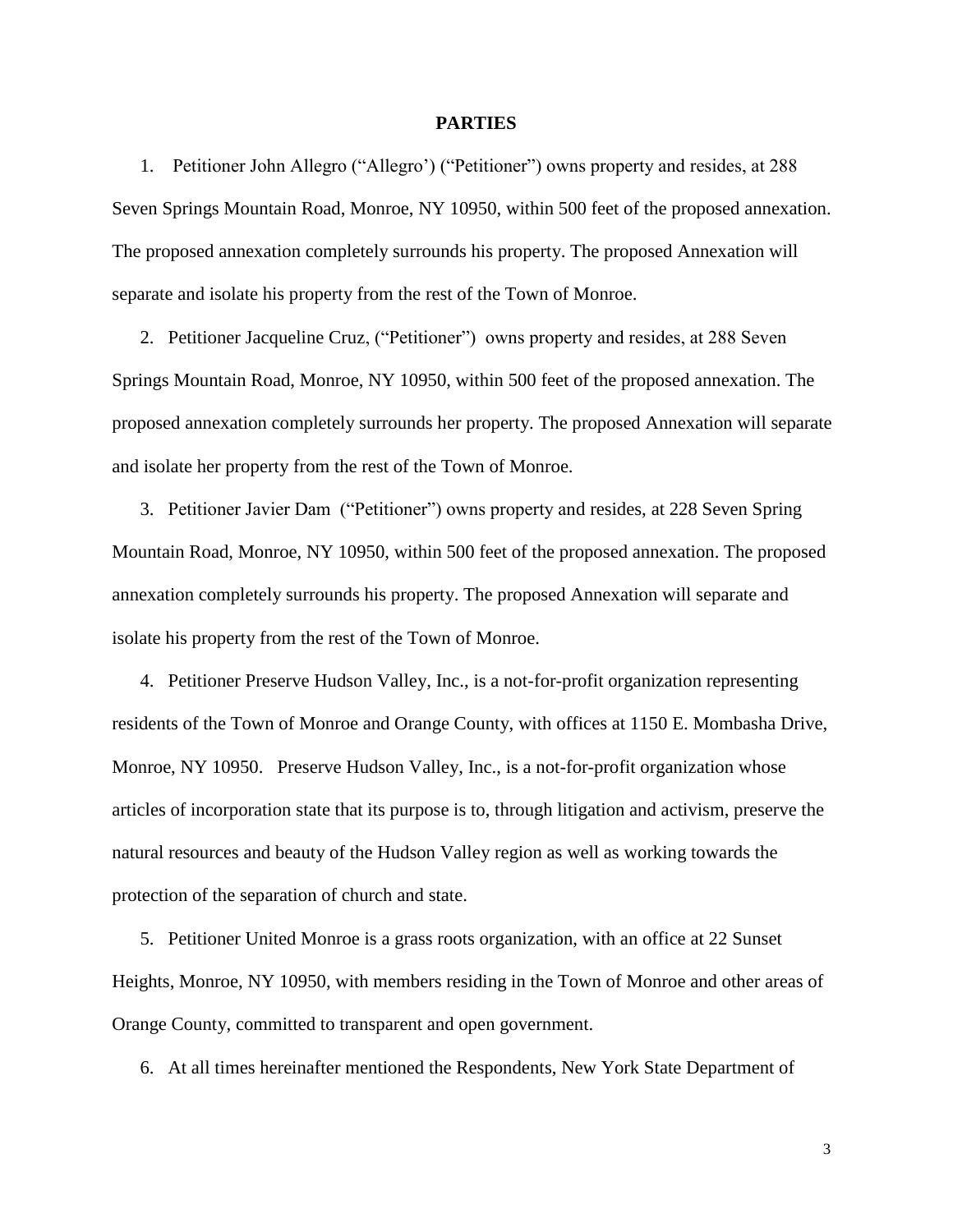**PARTIES**

1. Petitioner John Allegro ("Allegro') ("Petitioner") owns property and resides, at 288 Seven Springs Mountain Road, Monroe, NY 10950, within 500 feet of the proposed annexation. The proposed annexation completely surrounds his property. The proposed Annexation will separate and isolate his property from the rest of the Town of Monroe.

2. Petitioner Jacqueline Cruz, ("Petitioner") owns property and resides, at 288 Seven Springs Mountain Road, Monroe, NY 10950, within 500 feet of the proposed annexation. The proposed annexation completely surrounds her property. The proposed Annexation will separate and isolate her property from the rest of the Town of Monroe.

3. Petitioner Javier Dam ("Petitioner") owns property and resides, at 228 Seven Spring Mountain Road, Monroe, NY 10950, within 500 feet of the proposed annexation. The proposed annexation completely surrounds his property. The proposed Annexation will separate and isolate his property from the rest of the Town of Monroe.

4. Petitioner Preserve Hudson Valley, Inc., is a not-for-profit organization representing residents of the Town of Monroe and Orange County, with offices at 1150 E. Mombasha Drive, Monroe, NY 10950. Preserve Hudson Valley, Inc., is a not-for-profit organization whose articles of incorporation state that its purpose is to, through litigation and activism, preserve the natural resources and beauty of the Hudson Valley region as well as working towards the protection of the separation of church and state.

5. Petitioner United Monroe is a grass roots organization, with an office at 22 Sunset Heights, Monroe, NY 10950, with members residing in the Town of Monroe and other areas of Orange County, committed to transparent and open government.

6. At all times hereinafter mentioned the Respondents, New York State Department of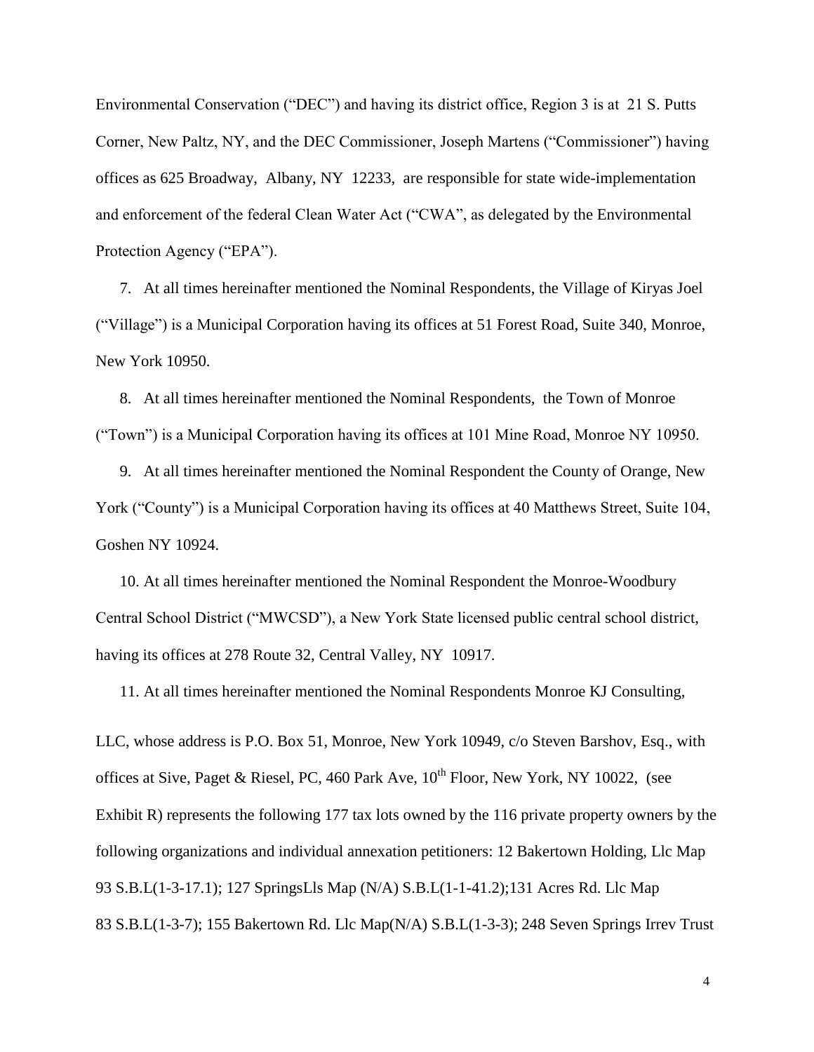Environmental Conservation ("DEC") and having its district office, Region 3 is at 21 S. Putts Corner, New Paltz, NY, and the DEC Commissioner, Joseph Martens ("Commissioner") having offices as 625 Broadway, Albany, NY 12233, are responsible for state wide-implementation and enforcement of the federal Clean Water Act ("CWA", as delegated by the Environmental Protection Agency ("EPA").

7. At all times hereinafter mentioned the Nominal Respondents, the Village of Kiryas Joel ("Village") is a Municipal Corporation having its offices at 51 Forest Road, Suite 340, Monroe, New York 10950.

8. At all times hereinafter mentioned the Nominal Respondents, the Town of Monroe ("Town") is a Municipal Corporation having its offices at 101 Mine Road, Monroe NY 10950.

9. At all times hereinafter mentioned the Nominal Respondent the County of Orange, New York ("County") is a Municipal Corporation having its offices at 40 Matthews Street, Suite 104, Goshen NY 10924.

10. At all times hereinafter mentioned the Nominal Respondent the Monroe-Woodbury Central School District ("MWCSD"), a New York State licensed public central school district, having its offices at 278 Route 32, Central Valley, NY 10917.

11. At all times hereinafter mentioned the Nominal Respondents Monroe KJ Consulting, LLC, whose address is P.O. Box 51, Monroe, New York 10949, c/o Steven Barshov, Esq., with offices at Sive, Paget & Riesel, PC, 460 Park Ave, 10th Floor, New York, NY 10022, (see Exhibit R) represents the following 177 tax lots owned by the 116 private property owners by the following organizations and individual annexation petitioners: 12 Bakertown Holding, Llc Map 93 S.B.L(1-3-17.1); 127 SpringsLls Map (N/A) S.B.L(1-1-41.2);131 Acres Rd. Llc Map 83 S.B.L(1-3-7); 155 Bakertown Rd. Llc Map(N/A) S.B.L(1-3-3); 248 Seven Springs Irrev Trust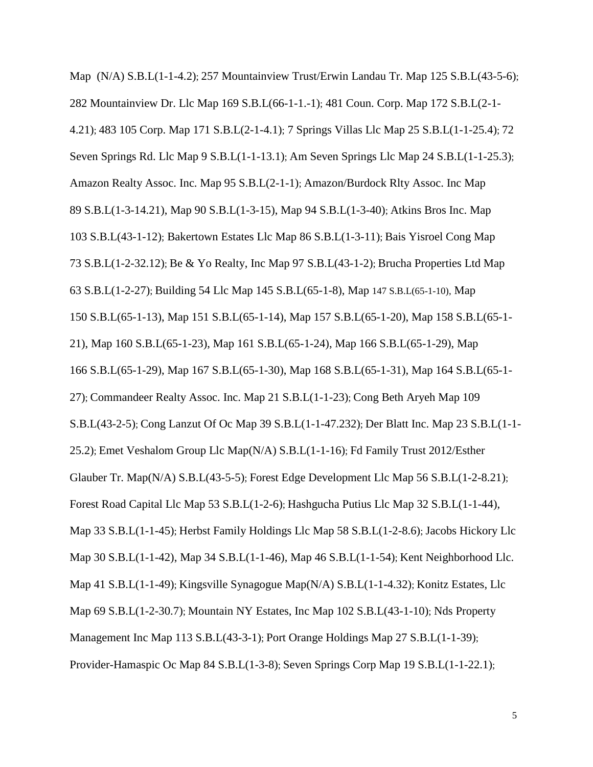Map (N/A) S.B.L(1-1-4.2); 257 Mountainview Trust/Erwin Landau Tr. Map 125 S.B.L(43-5-6); 282 Mountainview Dr. Llc Map 169 S.B.L(66-1-1.-1); 481 Coun. Corp. Map 172 S.B.L(2-1-4.21); 483 105 Corp. Map 171 S.B.L(2-1-4.1); 7 Springs Villas Llc Map 25 S.B.L(1-1-25.4); 72 Seven Springs Rd. Llc Map 9 S.B.L(1-1-13.1); Am Seven Springs Llc Map 24 S.B.L(1-1-25.3); Amazon Realty Assoc. Inc. Map 95 S.B.L(2-1-1); Amazon/Burdock Rlty Assoc. Inc Map 89 S.B.L(1-3-14.21), Map 90 S.B.L(1-3-15), Map 94 S.B.L(1-3-40); Atkins Bros Inc. Map 103 S.B.L(43-1-12); Bakertown Estates Llc Map 86 S.B.L(1-3-11); Bais Yisroel Cong Map 73 S.B.L(1-2-32.12); Be & Yo Realty, Inc Map 97 S.B.L(43-1-2); Brucha Properties Ltd Map 63 S.B.L(1-2-27); Building 54 Llc Map 145 S.B.L(65-1-8), Map 147 S.B.L(65-1-10), Map 150 S.B.L(65-1-13), Map 151 S.B.L(65-1-14), Map 157 S.B.L(65-1-20), Map 158 S.B.L(65-1-21), Map 160 S.B.L(65-1-23), Map 161 S.B.L(65-1-24), Map 166 S.B.L(65-1-29), Map 166 S.B.L(65-1-29), Map 167 S.B.L(65-1-30), Map 168 S.B.L(65-1-31), Map 164 S.B.L(65-1-27); Commandeer Realty Assoc. Inc. Map 21 S.B.L(1-1-23); Cong Beth Aryeh Map 109 S.B.L(43-2-5); Cong Lanzut Of Oc Map 39 S.B.L(1-1-47.232); Der Blatt Inc. Map 23 S.B.L(1-1-25.2); Emet Veshalom Group Llc Map(N/A) S.B.L(1-1-16); Fd Family Trust 2012/Esther Glauber Tr. Map(N/A) S.B.L(43-5-5); Forest Edge Development Llc Map 56 S.B.L(1-2-8.21); Forest Road Capital Llc Map 53 S.B.L(1-2-6); Hashgucha Putius Llc Map 32 S.B.L(1-1-44), Map 33 S.B.L(1-1-45); Herbst Family Holdings Llc Map 58 S.B.L(1-2-8.6); Jacobs Hickory Llc Map 30 S.B.L(1-1-42), Map 34 S.B.L(1-1-46), Map 46 S.B.L(1-1-54); Kent Neighborhood Llc. Map 41 S.B.L(1-1-49); Kingsville Synagogue Map(N/A) S.B.L(1-1-4.32); Konitz Estates, Llc Map 69 S.B.L(1-2-30.7); Mountain NY Estates, Inc Map 102 S.B.L(43-1-10); Nds Property Management Inc Map 113 S.B.L(43-3-1); Port Orange Holdings Map 27 S.B.L(1-1-39); Provider-Hamaspic Oc Map 84 S.B.L(1-3-8); Seven Springs Corp Map 19 S.B.L(1-1-22.1);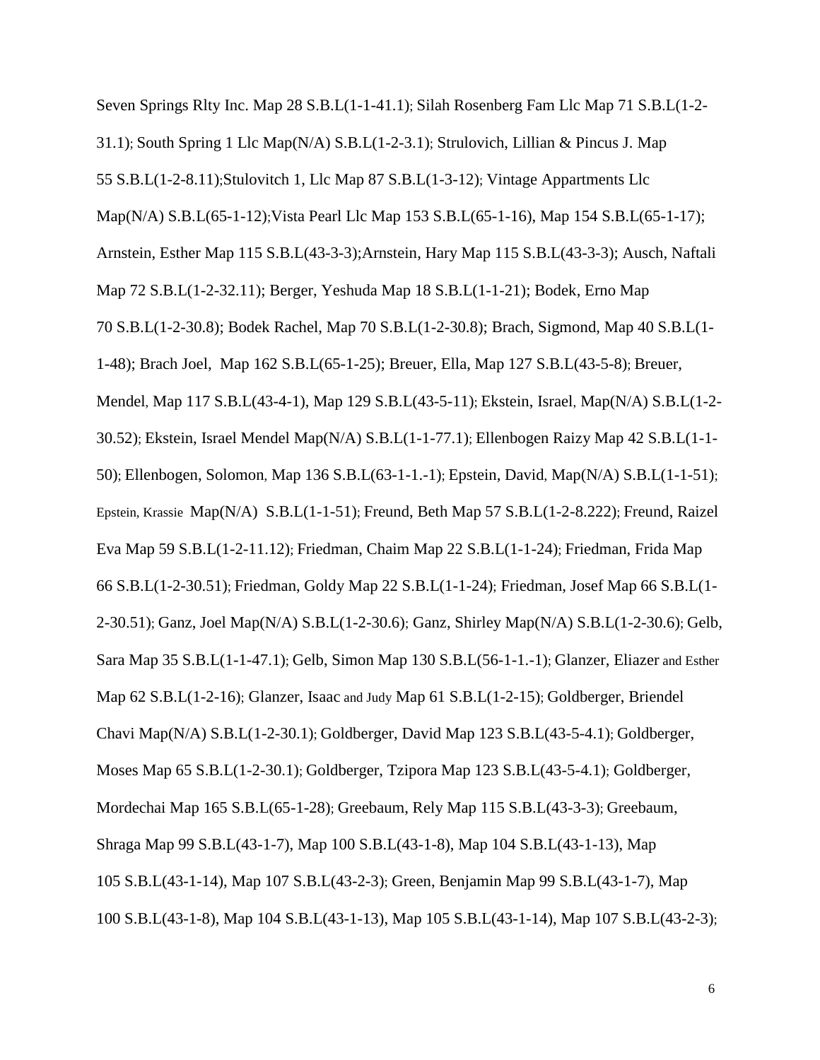Seven Springs Rlty Inc. Map 28 S.B.L(1-1-41.1); Silah Rosenberg Fam Llc Map 71 S.B.L(1-2-31.1); South Spring 1 Llc Map(N/A) S.B.L(1-2-3.1); Strulovich, Lillian & Pincus J. Map 55 S.B.L(1-2-8.11);Stulovitch 1, Llc Map 87 S.B.L(1-3-12); Vintage Appartments Llc Map(N/A) S.B.L(65-1-12);Vista Pearl Llc Map 153 S.B.L(65-1-16), Map 154 S.B.L(65-1-17); Arnstein, Esther Map 115 S.B.L(43-3-3);Arnstein, Hary Map 115 S.B.L(43-3-3); Ausch, Naftali Map 72 S.B.L(1-2-32.11); Berger, Yeshuda Map 18 S.B.L(1-1-21); Bodek, Erno Map 70 S.B.L(1-2-30.8); Bodek Rachel, Map 70 S.B.L(1-2-30.8); Brach, Sigmond, Map 40 S.B.L(1-1-48); Brach Joel, Map 162 S.B.L(65-1-25); Breuer, Ella, Map 127 S.B.L(43-5-8); Breuer, Mendel, Map 117 S.B.L(43-4-1), Map 129 S.B.L(43-5-11); Ekstein, Israel, Map(N/A) S.B.L(1-2-30.52); Ekstein, Israel Mendel Map(N/A) S.B.L(1-1-77.1); Ellenbogen Raizy Map 42 S.B.L(1-1-50); Ellenbogen, Solomon, Map 136 S.B.L(63-1-1.-1); Epstein, David, Map(N/A) S.B.L(1-1-51); Epstein, Krassie Map(N/A) S.B.L(1-1-51); Freund, Beth Map 57 S.B.L(1-2-8.222); Freund, Raizel Eva Map 59 S.B.L(1-2-11.12); Friedman, Chaim Map 22 S.B.L(1-1-24); Friedman, Frida Map 66 S.B.L(1-2-30.51); Friedman, Goldy Map 22 S.B.L(1-1-24); Friedman, Josef Map 66 S.B.L(1-2-30.51); Ganz, Joel Map(N/A) S.B.L(1-2-30.6); Ganz, Shirley Map(N/A) S.B.L(1-2-30.6); Gelb, Sara Map 35 S.B.L(1-1-47.1); Gelb, Simon Map 130 S.B.L(56-1-1.-1); Glanzer, Eliazer and Esther Map 62 S.B.L(1-2-16); Glanzer, Isaac and Judy Map 61 S.B.L(1-2-15); Goldberger, Briendel Chavi Map(N/A) S.B.L(1-2-30.1); Goldberger, David Map 123 S.B.L(43-5-4.1); Goldberger, Moses Map 65 S.B.L(1-2-30.1); Goldberger, Tzipora Map 123 S.B.L(43-5-4.1); Goldberger, Mordechai Map 165 S.B.L(65-1-28); Greebaum, Rely Map 115 S.B.L(43-3-3); Greebaum, Shraga Map 99 S.B.L(43-1-7), Map 100 S.B.L(43-1-8), Map 104 S.B.L(43-1-13), Map 105 S.B.L(43-1-14), Map 107 S.B.L(43-2-3); Green, Benjamin Map 99 S.B.L(43-1-7), Map 100 S.B.L(43-1-8), Map 104 S.B.L(43-1-13), Map 105 S.B.L(43-1-14), Map 107 S.B.L(43-2-3);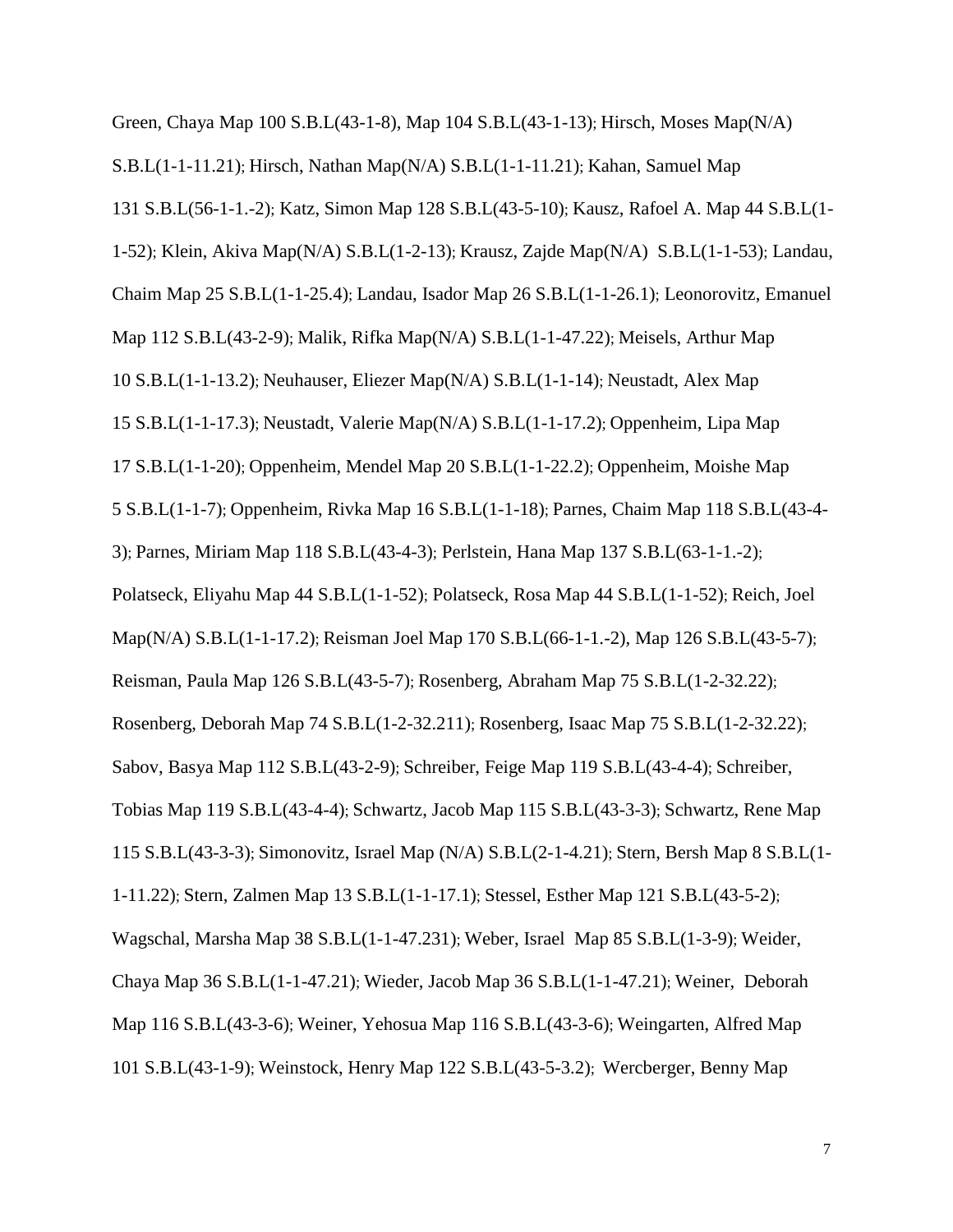Green, Chaya Map 100 S.B.L(43-1-8), Map 104 S.B.L(43-1-13); Hirsch, Moses Map(N/A) S.B.L(1-1-11.21); Hirsch, Nathan Map(N/A) S.B.L(1-1-11.21); Kahan, Samuel Map 131 S.B.L(56-1-1.-2); Katz, Simon Map 128 S.B.L(43-5-10); Kausz, Rafoel A. Map 44 S.B.L(1-1-52); Klein, Akiva Map(N/A) S.B.L(1-2-13); Krausz, Zajde Map(N/A) S.B.L(1-1-53); Landau, Chaim Map 25 S.B.L(1-1-25.4); Landau, Isador Map 26 S.B.L(1-1-26.1); Leonorovitz, Emanuel Map 112 S.B.L(43-2-9); Malik, Rifka Map(N/A) S.B.L(1-1-47.22); Meisels, Arthur Map 10 S.B.L(1-1-13.2); Neuhauser, Eliezer Map(N/A) S.B.L(1-1-14); Neustadt, Alex Map 15 S.B.L(1-1-17.3); Neustadt, Valerie Map(N/A) S.B.L(1-1-17.2); Oppenheim, Lipa Map 17 S.B.L(1-1-20); Oppenheim, Mendel Map 20 S.B.L(1-1-22.2); Oppenheim, Moishe Map 5 S.B.L(1-1-7); Oppenheim, Rivka Map 16 S.B.L(1-1-18); Parnes, Chaim Map 118 S.B.L(43-4-3); Parnes, Miriam Map 118 S.B.L(43-4-3); Perlstein, Hana Map 137 S.B.L(63-1-1.-2); Polatseck, Eliyahu Map 44 S.B.L(1-1-52); Polatseck, Rosa Map 44 S.B.L(1-1-52); Reich, Joel Map(N/A) S.B.L(1-1-17.2); Reisman Joel Map 170 S.B.L(66-1-1.-2), Map 126 S.B.L(43-5-7); Reisman, Paula Map 126 S.B.L(43-5-7); Rosenberg, Abraham Map 75 S.B.L(1-2-32.22); Rosenberg, Deborah Map 74 S.B.L(1-2-32.211); Rosenberg, Isaac Map 75 S.B.L(1-2-32.22); Sabov, Basya Map 112 S.B.L(43-2-9); Schreiber, Feige Map 119 S.B.L(43-4-4); Schreiber, Tobias Map 119 S.B.L(43-4-4); Schwartz, Jacob Map 115 S.B.L(43-3-3); Schwartz, Rene Map 115 S.B.L(43-3-3); Simonovitz, Israel Map (N/A) S.B.L(2-1-4.21); Stern, Bersh Map 8 S.B.L(1-1-11.22); Stern, Zalmen Map 13 S.B.L(1-1-17.1); Stessel, Esther Map 121 S.B.L(43-5-2); Wagschal, Marsha Map 38 S.B.L(1-1-47.231); Weber, Israel Map 85 S.B.L(1-3-9); Weider, Chaya Map 36 S.B.L(1-1-47.21); Wieder, Jacob Map 36 S.B.L(1-1-47.21); Weiner, Deborah Map 116 S.B.L(43-3-6); Weiner, Yehosua Map 116 S.B.L(43-3-6); Weingarten, Alfred Map 101 S.B.L(43-1-9); Weinstock, Henry Map 122 S.B.L(43-5-3.2); Wercberger, Benny Map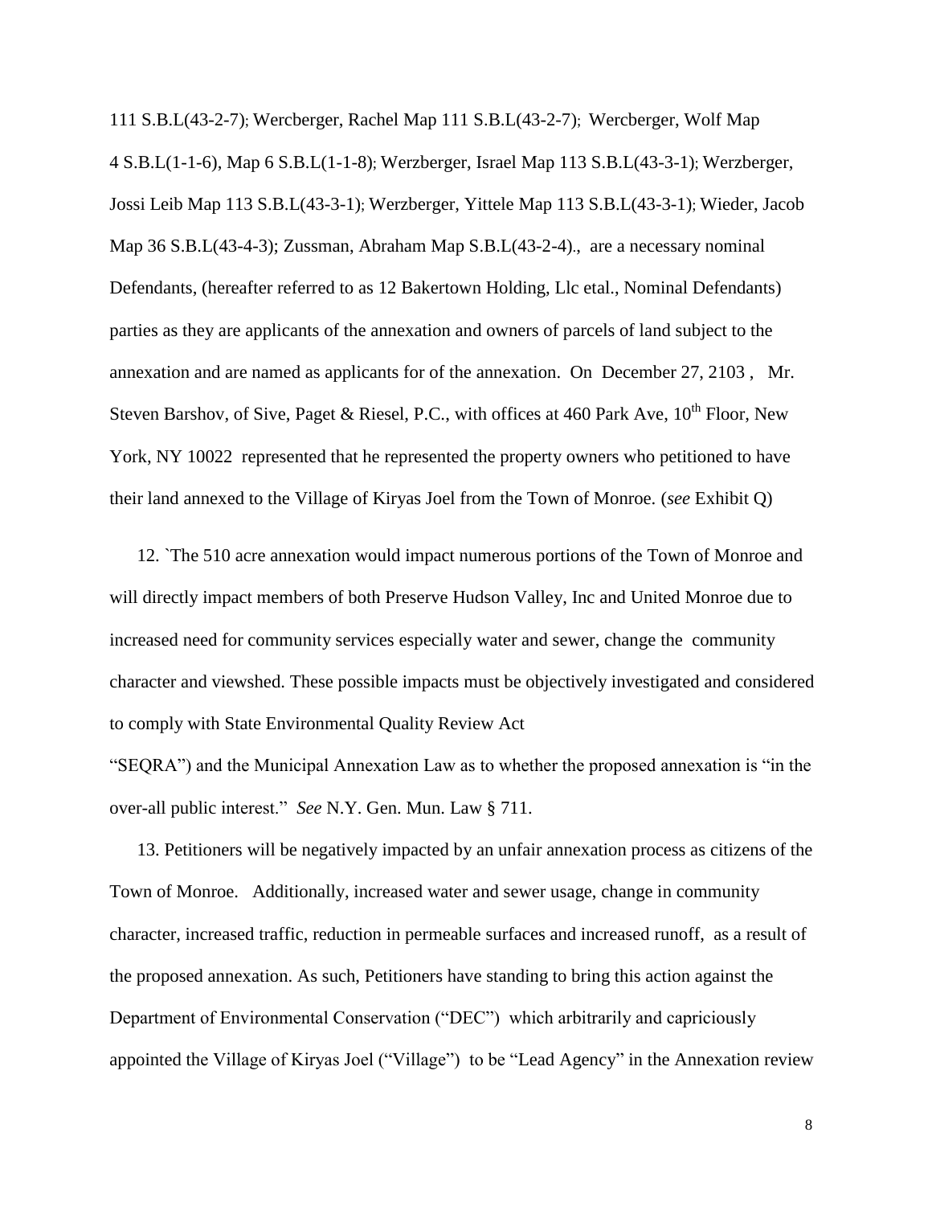111 S.B.L(43-2-7); Wercberger, Rachel Map 111 S.B.L(43-2-7); Wercberger, Wolf Map 4 S.B.L(1-1-6), Map 6 S.B.L(1-1-8); Werzberger, Israel Map 113 S.B.L(43-3-1); Werzberger, Jossi Leib Map 113 S.B.L(43-3-1); Werzberger, Yittele Map 113 S.B.L(43-3-1); Wieder, Jacob Map 36 S.B.L(43-4-3); Zussman, Abraham Map S.B.L(43-2-4)., are a necessary nominal Defendants, (hereafter referred to as 12 Bakertown Holding, Llc etal., Nominal Defendants) parties as they are applicants of the annexation and owners of parcels of land subject to the annexation and are named as applicants for of the annexation. On December 27, 2103 , Mr. Steven Barshov, of Sive, Paget & Riesel, P.C., with offices at 460 Park Ave, 10th Floor, New York, NY 10022 represented that he represented the property owners who petitioned to have their land annexed to the Village of Kiryas Joel from the Town of Monroe. (*see* Exhibit Q)

12. `The 510 acre annexation would impact numerous portions of the Town of Monroe and will directly impact members of both Preserve Hudson Valley, Inc and United Monroe due to increased need for community services especially water and sewer, change the community character and viewshed. These possible impacts must be objectively investigated and considered to comply with State Environmental Quality Review Act "SEQRA") and the Municipal Annexation Law as to whether the proposed annexation is "in the over-all public interest." *See* N.Y. Gen. Mun. Law § 711.

13. Petitioners will be negatively impacted by an unfair annexation process as citizens of the Town of Monroe. Additionally, increased water and sewer usage, change in community character, increased traffic, reduction in permeable surfaces and increased runoff, as a result of the proposed annexation. As such, Petitioners have standing to bring this action against the Department of Environmental Conservation ("DEC") which arbitrarily and capriciously appointed the Village of Kiryas Joel ("Village") to be "Lead Agency" in the Annexation review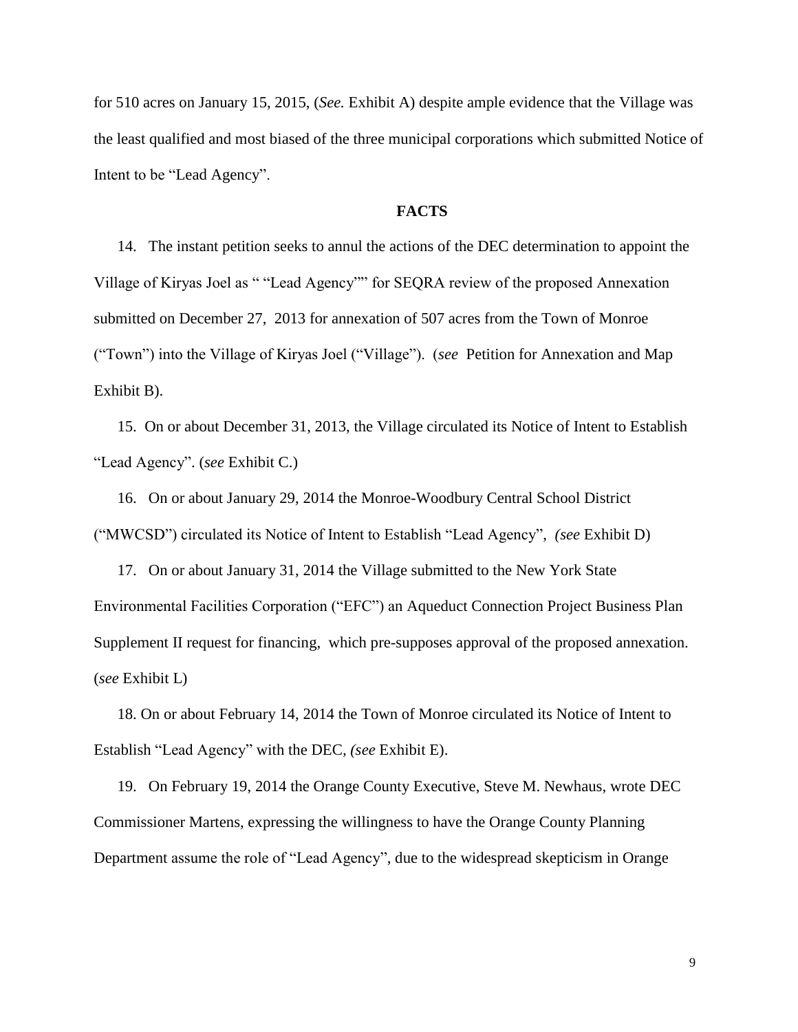for 510 acres on January 15, 2015, (*See.* Exhibit A) despite ample evidence that the Village was the least qualified and most biased of the three municipal corporations which submitted Notice of Intent to be "Lead Agency".

**FACTS**

14. The instant petition seeks to annul the actions of the DEC determination to appoint the Village of Kiryas Joel as " "Lead Agency"" for SEQRA review of the proposed Annexation submitted on December 27, 2013 for annexation of 507 acres from the Town of Monroe ("Town") into the Village of Kiryas Joel ("Village"). (*see* Petition for Annexation and Map Exhibit B).

15. On or about December 31, 2013, the Village circulated its Notice of Intent to Establish "Lead Agency". (*see* Exhibit C.)

16. On or about January 29, 2014 the Monroe-Woodbury Central School District ("MWCSD") circulated its Notice of Intent to Establish "Lead Agency", *(see* Exhibit D)

17. On or about January 31, 2014 the Village submitted to the New York State Environmental Facilities Corporation ("EFC") an Aqueduct Connection Project Business Plan Supplement II request for financing, which pre-supposes approval of the proposed annexation. (*see* Exhibit L)

18. On or about February 14, 2014 the Town of Monroe circulated its Notice of Intent to Establish "Lead Agency" with the DEC, *(see* Exhibit E).

19. On February 19, 2014 the Orange County Executive, Steve M. Newhaus, wrote DEC Commissioner Martens, expressing the willingness to have the Orange County Planning Department assume the role of "Lead Agency", due to the widespread skepticism in Orange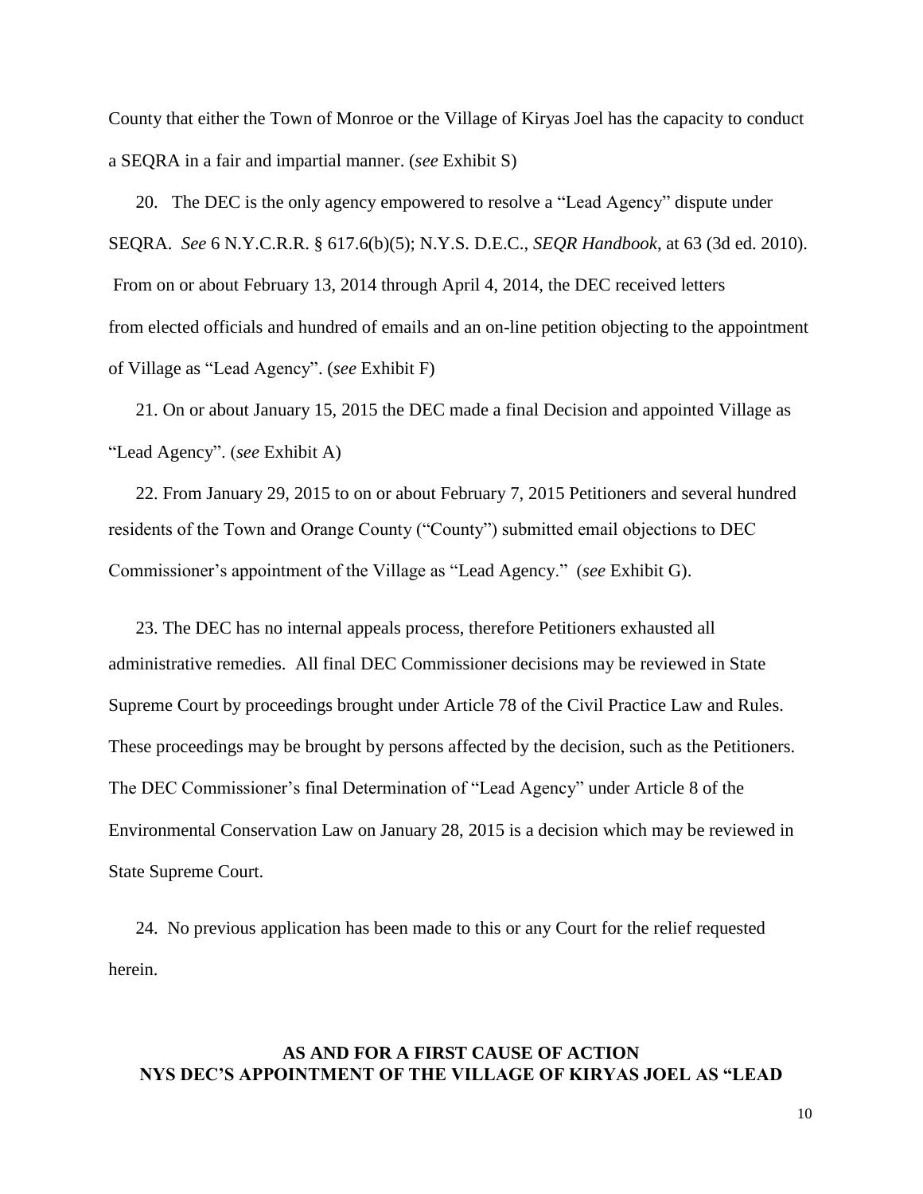County that either the Town of Monroe or the Village of Kiryas Joel has the capacity to conduct a SEQRA in a fair and impartial manner. (*see* Exhibit S)

20. The DEC is the only agency empowered to resolve a "Lead Agency" dispute under SEQRA. *See* 6 N.Y.C.R.R. § 617.6(b)(5); N.Y.S. D.E.C., *SEQR Handbook*, at 63 (3d ed. 2010). From on or about February 13, 2014 through April 4, 2014, the DEC received letters from elected officials and hundred of emails and an on-line petition objecting to the appointment of Village as "Lead Agency". (*see* Exhibit F)

21. On or about January 15, 2015 the DEC made a final Decision and appointed Village as "Lead Agency". (*see* Exhibit A)

22. From January 29, 2015 to on or about February 7, 2015 Petitioners and several hundred residents of the Town and Orange County ("County") submitted email objections to DEC Commissioner's appointment of the Village as "Lead Agency." (*see* Exhibit G).

23. The DEC has no internal appeals process, therefore Petitioners exhausted all administrative remedies. All final DEC Commissioner decisions may be reviewed in State Supreme Court by proceedings brought under Article 78 of the Civil Practice Law and Rules. These proceedings may be brought by persons affected by the decision, such as the Petitioners. The DEC Commissioner's final Determination of "Lead Agency" under Article 8 of the Environmental Conservation Law on January 28, 2015 is a decision which may be reviewed in State Supreme Court.

24. No previous application has been made to this or any Court for the relief requested herein.

## AS AND FOR A FIRST CAUSE OF ACTION
## NYS DEC'S APPOINTMENT OF THE VILLAGE OF KIRYAS JOEL AS "LEAD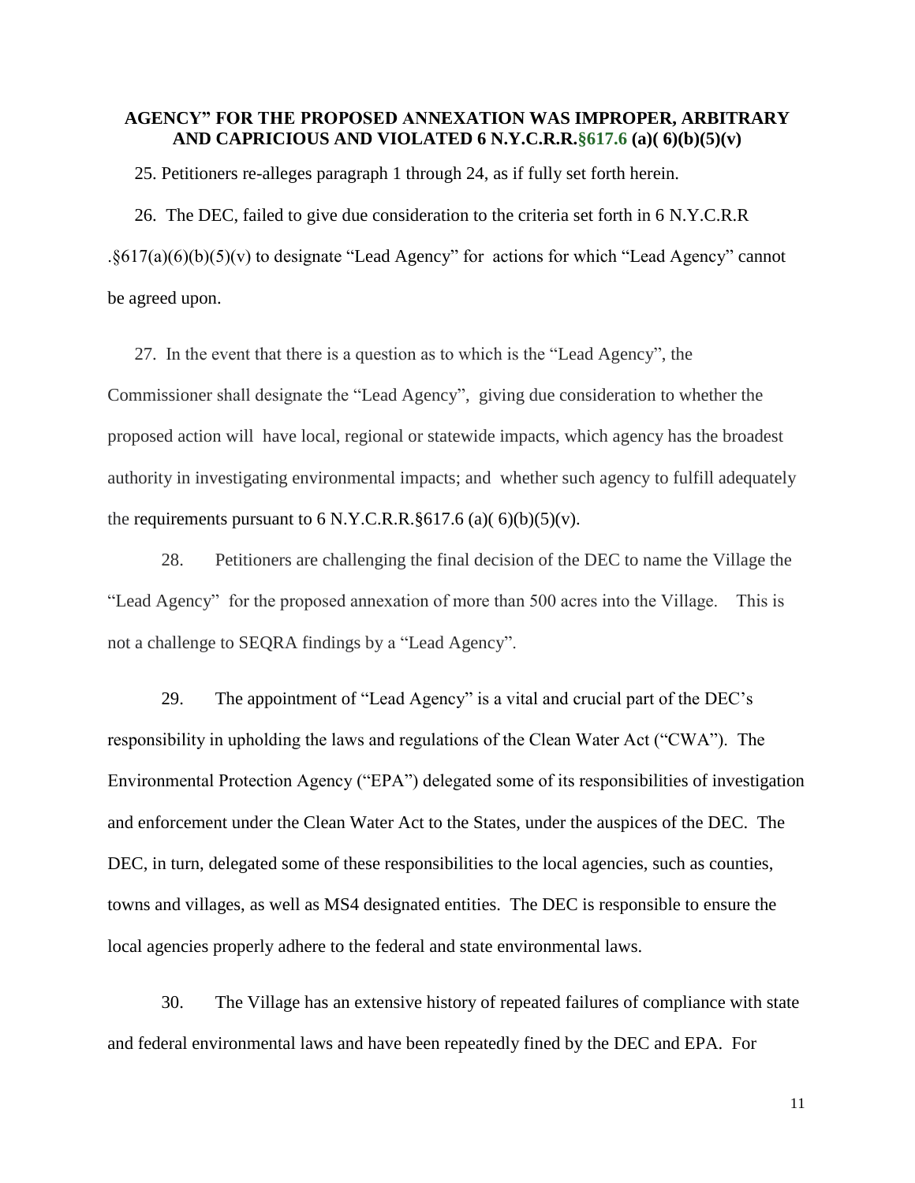**AGENCY" FOR THE PROPOSED ANNEXATION WAS IMPROPER, ARBITRARY AND CAPRICIOUS AND VIOLATED 6 N.Y.C.R.R.§617.6 (a)( 6)(b)(5)(v)**

25. Petitioners re-alleges paragraph 1 through 24, as if fully set forth herein.

26. The DEC, failed to give due consideration to the criteria set forth in 6 N.Y.C.R.R .§617(a)(6)(b)(5)(v) to designate "Lead Agency" for actions for which "Lead Agency" cannot be agreed upon.

27. In the event that there is a question as to which is the "Lead Agency", the Commissioner shall designate the "Lead Agency", giving due consideration to whether the proposed action will have local, regional or statewide impacts, which agency has the broadest authority in investigating environmental impacts; and whether such agency to fulfill adequately the requirements pursuant to 6 N.Y.C.R.R.§617.6 (a)( 6)(b)(5)(v).

28. Petitioners are challenging the final decision of the DEC to name the Village the "Lead Agency" for the proposed annexation of more than 500 acres into the Village. This is not a challenge to SEQRA findings by a "Lead Agency".

29. The appointment of "Lead Agency" is a vital and crucial part of the DEC's responsibility in upholding the laws and regulations of the Clean Water Act ("CWA"). The Environmental Protection Agency ("EPA") delegated some of its responsibilities of investigation and enforcement under the Clean Water Act to the States, under the auspices of the DEC. The DEC, in turn, delegated some of these responsibilities to the local agencies, such as counties, towns and villages, as well as MS4 designated entities. The DEC is responsible to ensure the local agencies properly adhere to the federal and state environmental laws.

30. The Village has an extensive history of repeated failures of compliance with state and federal environmental laws and have been repeatedly fined by the DEC and EPA. For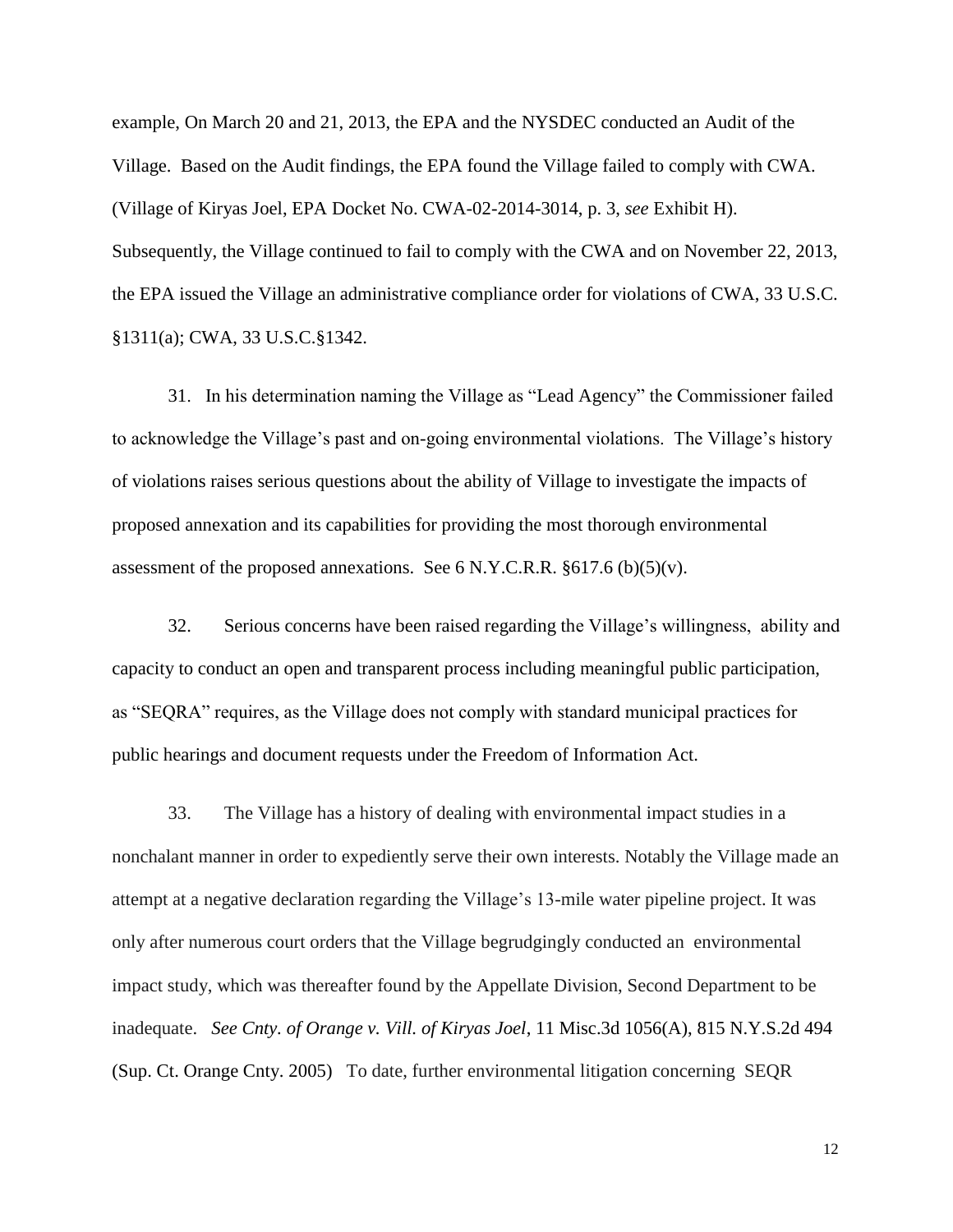example, On March 20 and 21, 2013, the EPA and the NYSDEC conducted an Audit of the Village. Based on the Audit findings, the EPA found the Village failed to comply with CWA. (Village of Kiryas Joel, EPA Docket No. CWA-02-2014-3014, p. 3, *see* Exhibit H). Subsequently, the Village continued to fail to comply with the CWA and on November 22, 2013, the EPA issued the Village an administrative compliance order for violations of CWA, 33 U.S.C. §1311(a); CWA, 33 U.S.C.§1342.

31. In his determination naming the Village as "Lead Agency" the Commissioner failed to acknowledge the Village's past and on-going environmental violations. The Village's history of violations raises serious questions about the ability of Village to investigate the impacts of proposed annexation and its capabilities for providing the most thorough environmental assessment of the proposed annexations. See 6 N.Y.C.R.R. §617.6 (b)(5)(v).

32. Serious concerns have been raised regarding the Village's willingness, ability and capacity to conduct an open and transparent process including meaningful public participation, as "SEQRA" requires, as the Village does not comply with standard municipal practices for public hearings and document requests under the Freedom of Information Act.

33. The Village has a history of dealing with environmental impact studies in a nonchalant manner in order to expediently serve their own interests. Notably the Village made an attempt at a negative declaration regarding the Village's 13-mile water pipeline project. It was only after numerous court orders that the Village begrudgingly conducted an environmental impact study, which was thereafter found by the Appellate Division, Second Department to be inadequate. *See Cnty. of Orange v. Vill. of Kiryas Joel*, 11 Misc.3d 1056(A), 815 N.Y.S.2d 494 (Sup. Ct. Orange Cnty. 2005) To date, further environmental litigation concerning SEQR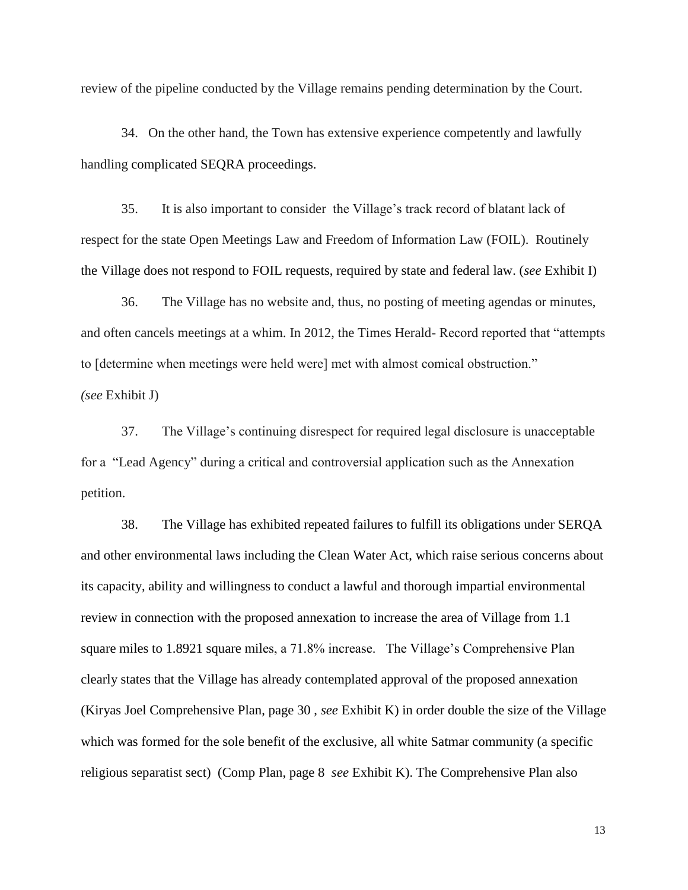review of the pipeline conducted by the Village remains pending determination by the Court.

34. On the other hand, the Town has extensive experience competently and lawfully handling complicated SEQRA proceedings.

35. It is also important to consider the Village's track record of blatant lack of respect for the state Open Meetings Law and Freedom of Information Law (FOIL). Routinely the Village does not respond to FOIL requests, required by state and federal law. (*see* Exhibit I)

36. The Village has no website and, thus, no posting of meeting agendas or minutes, and often cancels meetings at a whim. In 2012, the Times Herald- Record reported that "attempts to [determine when meetings were held were] met with almost comical obstruction." *(see* Exhibit J)

37. The Village's continuing disrespect for required legal disclosure is unacceptable for a "Lead Agency" during a critical and controversial application such as the Annexation petition.

38. The Village has exhibited repeated failures to fulfill its obligations under SERQA and other environmental laws including the Clean Water Act, which raise serious concerns about its capacity, ability and willingness to conduct a lawful and thorough impartial environmental review in connection with the proposed annexation to increase the area of Village from 1.1 square miles to 1.8921 square miles, a 71.8% increase. The Village's Comprehensive Plan clearly states that the Village has already contemplated approval of the proposed annexation (Kiryas Joel Comprehensive Plan, page 30 , *see* Exhibit K) in order double the size of the Village which was formed for the sole benefit of the exclusive, all white Satmar community (a specific religious separatist sect) (Comp Plan, page 8 *see* Exhibit K). The Comprehensive Plan also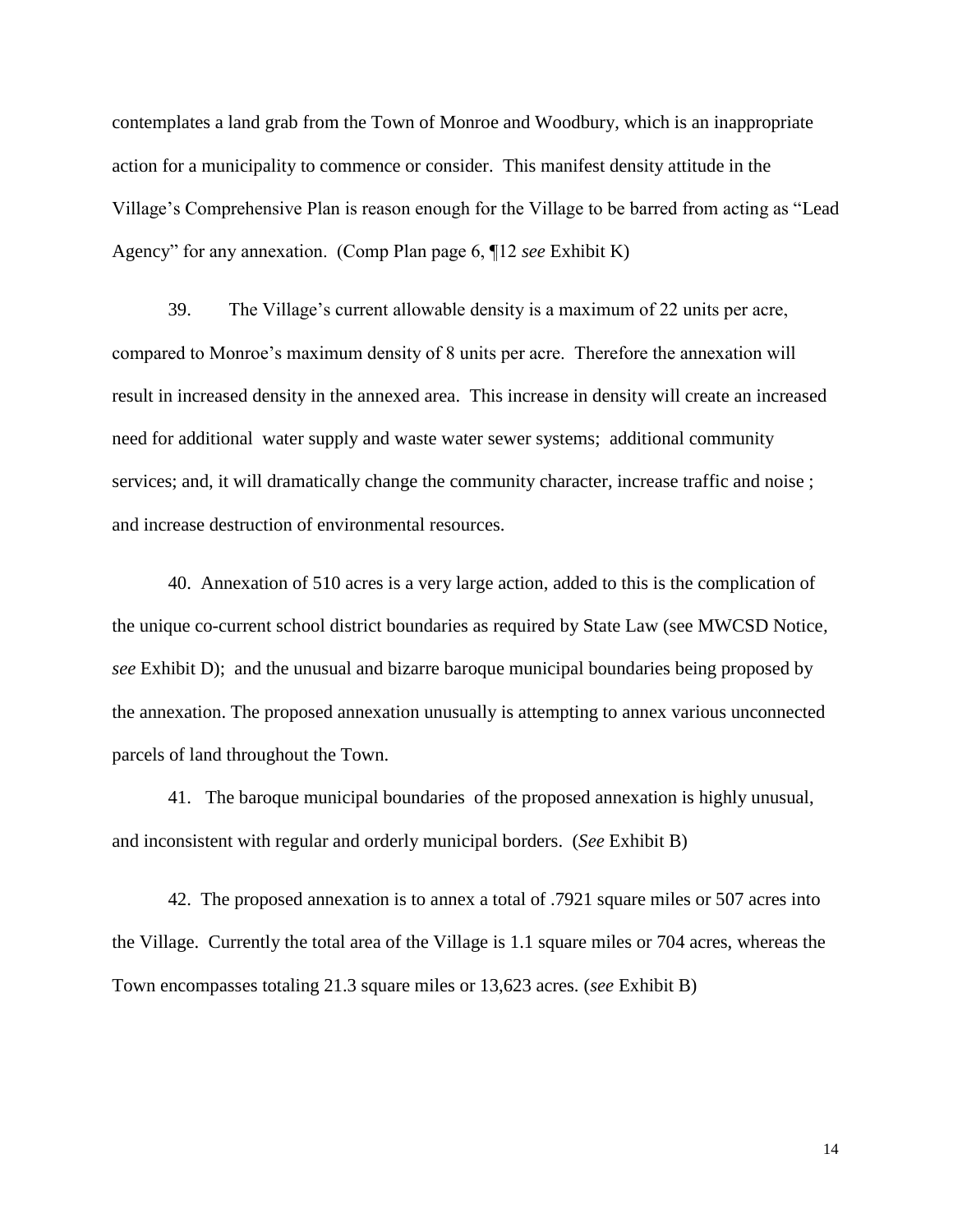contemplates a land grab from the Town of Monroe and Woodbury, which is an inappropriate action for a municipality to commence or consider. This manifest density attitude in the Village's Comprehensive Plan is reason enough for the Village to be barred from acting as "Lead Agency" for any annexation. (Comp Plan page 6, ¶12 *see* Exhibit K)

39. The Village's current allowable density is a maximum of 22 units per acre, compared to Monroe's maximum density of 8 units per acre. Therefore the annexation will result in increased density in the annexed area. This increase in density will create an increased need for additional water supply and waste water sewer systems; additional community services; and, it will dramatically change the community character, increase traffic and noise ; and increase destruction of environmental resources.

40. Annexation of 510 acres is a very large action, added to this is the complication of the unique co-current school district boundaries as required by State Law (see MWCSD Notice, *see* Exhibit D); and the unusual and bizarre baroque municipal boundaries being proposed by the annexation. The proposed annexation unusually is attempting to annex various unconnected parcels of land throughout the Town.

41. The baroque municipal boundaries of the proposed annexation is highly unusual, and inconsistent with regular and orderly municipal borders. (*See* Exhibit B)

42. The proposed annexation is to annex a total of .7921 square miles or 507 acres into the Village. Currently the total area of the Village is 1.1 square miles or 704 acres, whereas the Town encompasses totaling 21.3 square miles or 13,623 acres. (*see* Exhibit B)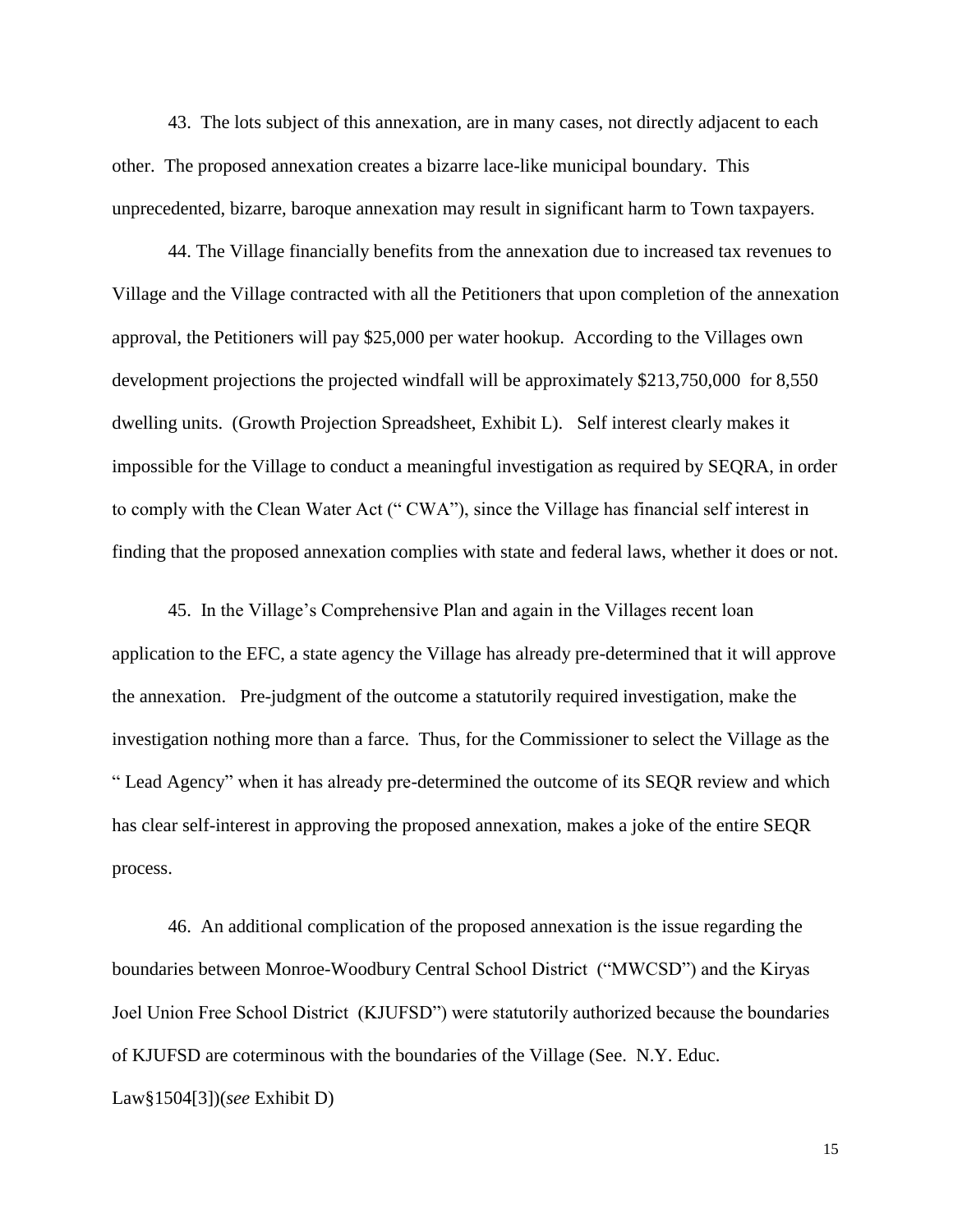43. The lots subject of this annexation, are in many cases, not directly adjacent to each other. The proposed annexation creates a bizarre lace-like municipal boundary. This unprecedented, bizarre, baroque annexation may result in significant harm to Town taxpayers.

44. The Village financially benefits from the annexation due to increased tax revenues to Village and the Village contracted with all the Petitioners that upon completion of the annexation approval, the Petitioners will pay $25,000 per water hookup. According to the Villages own development projections the projected windfall will be approximately $213,750,000 for 8,550 dwelling units. (Growth Projection Spreadsheet, Exhibit L). Self interest clearly makes it impossible for the Village to conduct a meaningful investigation as required by SEQRA, in order to comply with the Clean Water Act (" CWA"), since the Village has financial self interest in finding that the proposed annexation complies with state and federal laws, whether it does or not.

45. In the Village's Comprehensive Plan and again in the Villages recent loan application to the EFC, a state agency the Village has already pre-determined that it will approve the annexation. Pre-judgment of the outcome a statutorily required investigation, make the investigation nothing more than a farce. Thus, for the Commissioner to select the Village as the " Lead Agency" when it has already pre-determined the outcome of its SEQR review and which has clear self-interest in approving the proposed annexation, makes a joke of the entire SEQR process.

46. An additional complication of the proposed annexation is the issue regarding the boundaries between Monroe-Woodbury Central School District ("MWCSD") and the Kiryas Joel Union Free School District (KJUFSD") were statutorily authorized because the boundaries of KJUFSD are coterminous with the boundaries of the Village (See. N.Y. Educ. Law§1504[3])(*see* Exhibit D)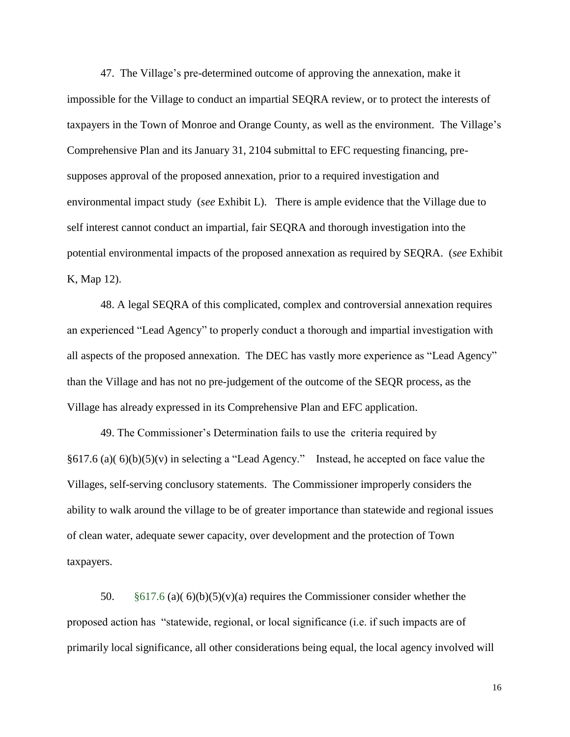47. The Village's pre-determined outcome of approving the annexation, make it impossible for the Village to conduct an impartial SEQRA review, or to protect the interests of taxpayers in the Town of Monroe and Orange County, as well as the environment. The Village's Comprehensive Plan and its January 31, 2104 submittal to EFC requesting financing, pre-supposes approval of the proposed annexation, prior to a required investigation and environmental impact study (*see* Exhibit L). There is ample evidence that the Village due to self interest cannot conduct an impartial, fair SEQRA and thorough investigation into the potential environmental impacts of the proposed annexation as required by SEQRA. (*see* Exhibit K, Map 12).

48. A legal SEQRA of this complicated, complex and controversial annexation requires an experienced "Lead Agency" to properly conduct a thorough and impartial investigation with all aspects of the proposed annexation. The DEC has vastly more experience as "Lead Agency" than the Village and has not no pre-judgement of the outcome of the SEQR process, as the Village has already expressed in its Comprehensive Plan and EFC application.

49. The Commissioner's Determination fails to use the criteria required by §617.6 (a)( 6)(b)(5)(v) in selecting a "Lead Agency." Instead, he accepted on face value the Villages, self-serving conclusory statements. The Commissioner improperly considers the ability to walk around the village to be of greater importance than statewide and regional issues of clean water, adequate sewer capacity, over development and the protection of Town taxpayers.

50. §617.6 (a)( 6)(b)(5)(v)(a) requires the Commissioner consider whether the proposed action has "statewide, regional, or local significance (i.e. if such impacts are of primarily local significance, all other considerations being equal, the local agency involved will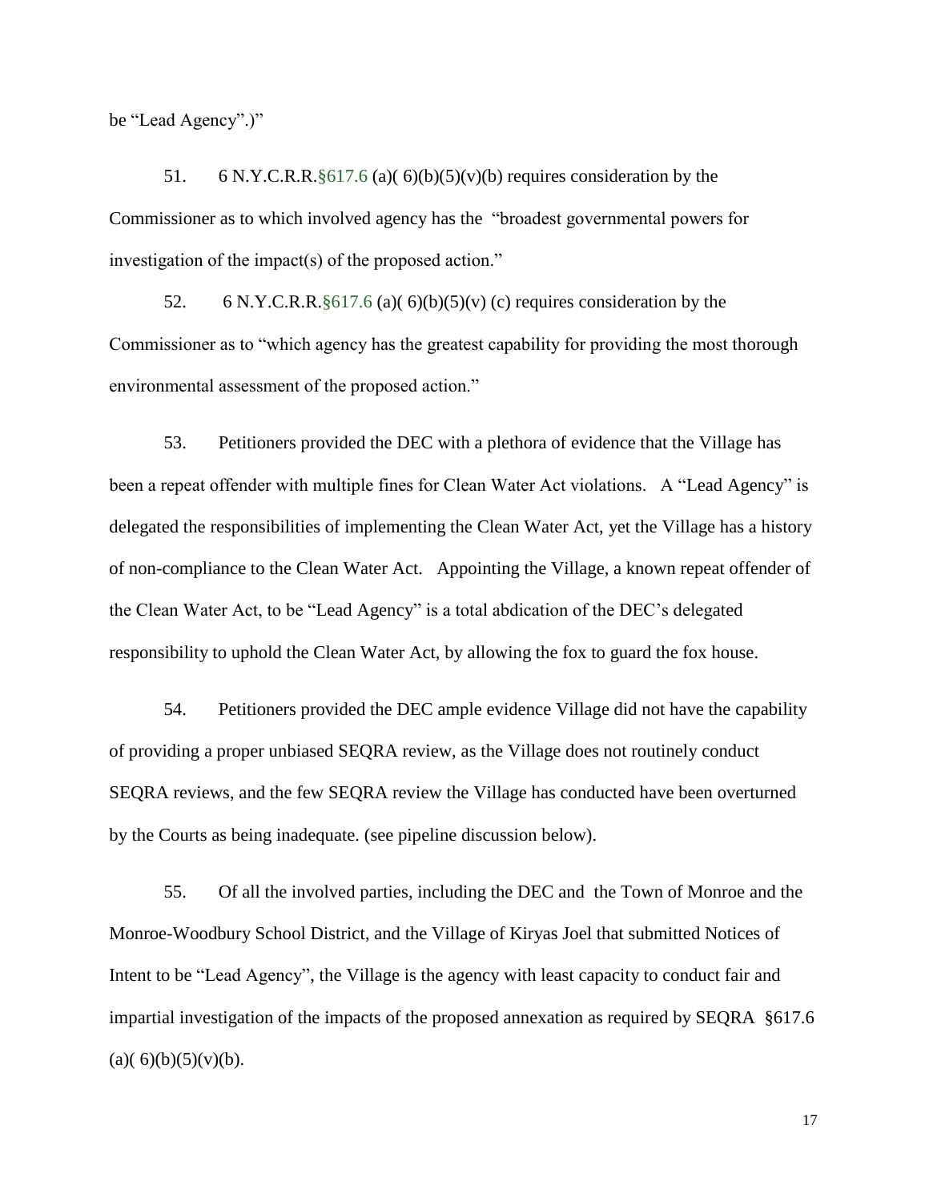be "Lead Agency".)"

51. 6 N.Y.C.R.R.§617.6 (a)( 6)(b)(5)(v)(b) requires consideration by the Commissioner as to which involved agency has the "broadest governmental powers for investigation of the impact(s) of the proposed action."

52. 6 N.Y.C.R.R.§617.6 (a)( 6)(b)(5)(v) (c) requires consideration by the Commissioner as to "which agency has the greatest capability for providing the most thorough environmental assessment of the proposed action."

53. Petitioners provided the DEC with a plethora of evidence that the Village has been a repeat offender with multiple fines for Clean Water Act violations. A "Lead Agency" is delegated the responsibilities of implementing the Clean Water Act, yet the Village has a history of non-compliance to the Clean Water Act. Appointing the Village, a known repeat offender of the Clean Water Act, to be "Lead Agency" is a total abdication of the DEC's delegated responsibility to uphold the Clean Water Act, by allowing the fox to guard the fox house.

54. Petitioners provided the DEC ample evidence Village did not have the capability of providing a proper unbiased SEQRA review, as the Village does not routinely conduct SEQRA reviews, and the few SEQRA review the Village has conducted have been overturned by the Courts as being inadequate. (see pipeline discussion below).

55. Of all the involved parties, including the DEC and the Town of Monroe and the Monroe-Woodbury School District, and the Village of Kiryas Joel that submitted Notices of Intent to be "Lead Agency", the Village is the agency with least capacity to conduct fair and impartial investigation of the impacts of the proposed annexation as required by SEQRA §617.6 (a)( 6)(b)(5)(v)(b).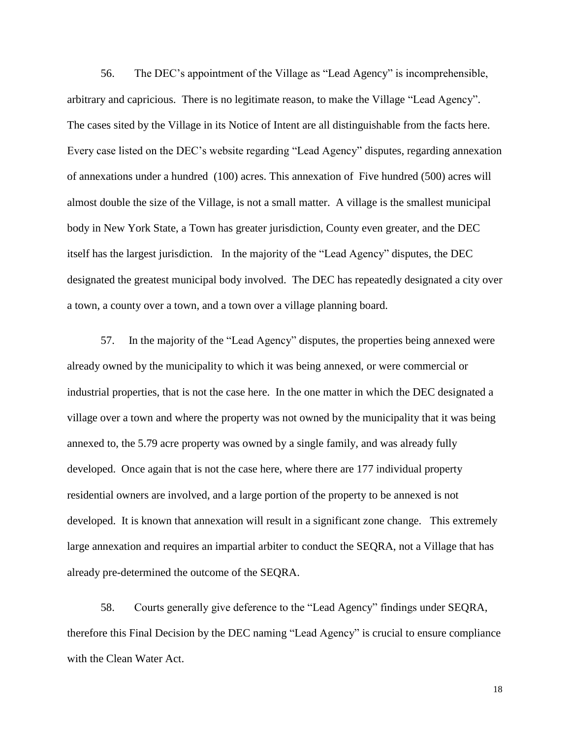56. The DEC's appointment of the Village as "Lead Agency" is incomprehensible, arbitrary and capricious. There is no legitimate reason, to make the Village "Lead Agency". The cases sited by the Village in its Notice of Intent are all distinguishable from the facts here. Every case listed on the DEC's website regarding "Lead Agency" disputes, regarding annexation of annexations under a hundred (100) acres. This annexation of Five hundred (500) acres will almost double the size of the Village, is not a small matter. A village is the smallest municipal body in New York State, a Town has greater jurisdiction, County even greater, and the DEC itself has the largest jurisdiction. In the majority of the "Lead Agency" disputes, the DEC designated the greatest municipal body involved. The DEC has repeatedly designated a city over a town, a county over a town, and a town over a village planning board.

57. In the majority of the "Lead Agency" disputes, the properties being annexed were already owned by the municipality to which it was being annexed, or were commercial or industrial properties, that is not the case here. In the one matter in which the DEC designated a village over a town and where the property was not owned by the municipality that it was being annexed to, the 5.79 acre property was owned by a single family, and was already fully developed. Once again that is not the case here, where there are 177 individual property residential owners are involved, and a large portion of the property to be annexed is not developed. It is known that annexation will result in a significant zone change. This extremely large annexation and requires an impartial arbiter to conduct the SEQRA, not a Village that has already pre-determined the outcome of the SEQRA.

58. Courts generally give deference to the "Lead Agency" findings under SEQRA, therefore this Final Decision by the DEC naming "Lead Agency" is crucial to ensure compliance with the Clean Water Act.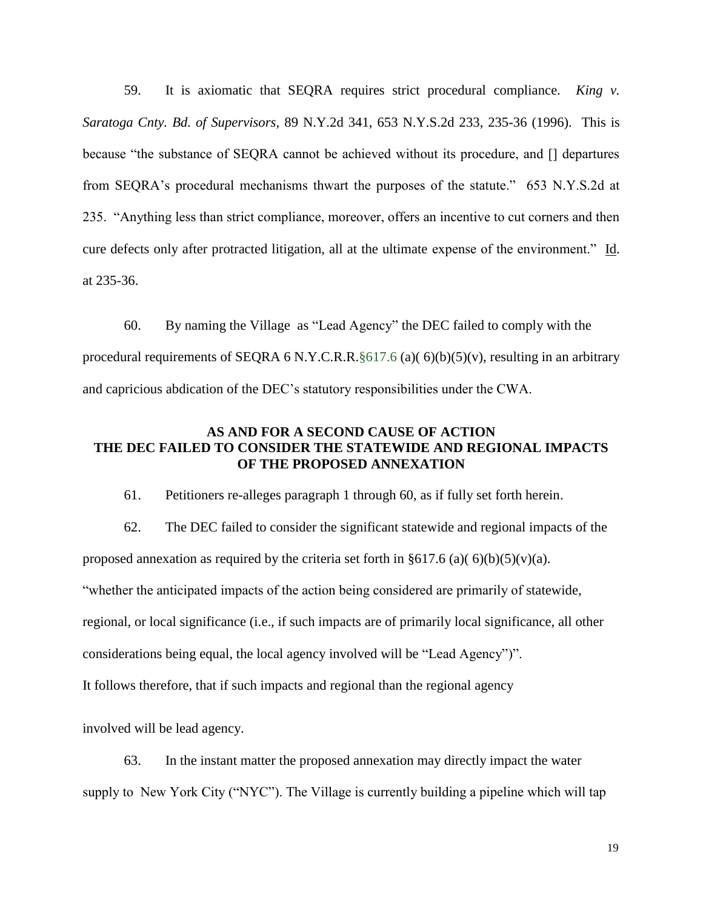59. It is axiomatic that SEQRA requires strict procedural compliance. *King v. Saratoga Cnty. Bd. of Supervisors*, 89 N.Y.2d 341, 653 N.Y.S.2d 233, 235-36 (1996). This is because "the substance of SEQRA cannot be achieved without its procedure, and [] departures from SEQRA's procedural mechanisms thwart the purposes of the statute." 653 N.Y.S.2d at 235. "Anything less than strict compliance, moreover, offers an incentive to cut corners and then cure defects only after protracted litigation, all at the ultimate expense of the environment." Id. at 235-36.

60. By naming the Village as "Lead Agency" the DEC failed to comply with the procedural requirements of SEQRA 6 N.Y.C.R.R.§617.6 (a)( 6)(b)(5)(v), resulting in an arbitrary and capricious abdication of the DEC's statutory responsibilities under the CWA.

## AS AND FOR A SECOND CAUSE OF ACTION THE DEC FAILED TO CONSIDER THE STATEWIDE AND REGIONAL IMPACTS OF THE PROPOSED ANNEXATION

61. Petitioners re-alleges paragraph 1 through 60, as if fully set forth herein.

62. The DEC failed to consider the significant statewide and regional impacts of the proposed annexation as required by the criteria set forth in §617.6 (a)( 6)(b)(5)(v)(a). "whether the anticipated impacts of the action being considered are primarily of statewide, regional, or local significance (i.e., if such impacts are of primarily local significance, all other considerations being equal, the local agency involved will be "Lead Agency")". It follows therefore, that if such impacts and regional than the regional agency involved will be lead agency.

63. In the instant matter the proposed annexation may directly impact the water supply to New York City ("NYC"). The Village is currently building a pipeline which will tap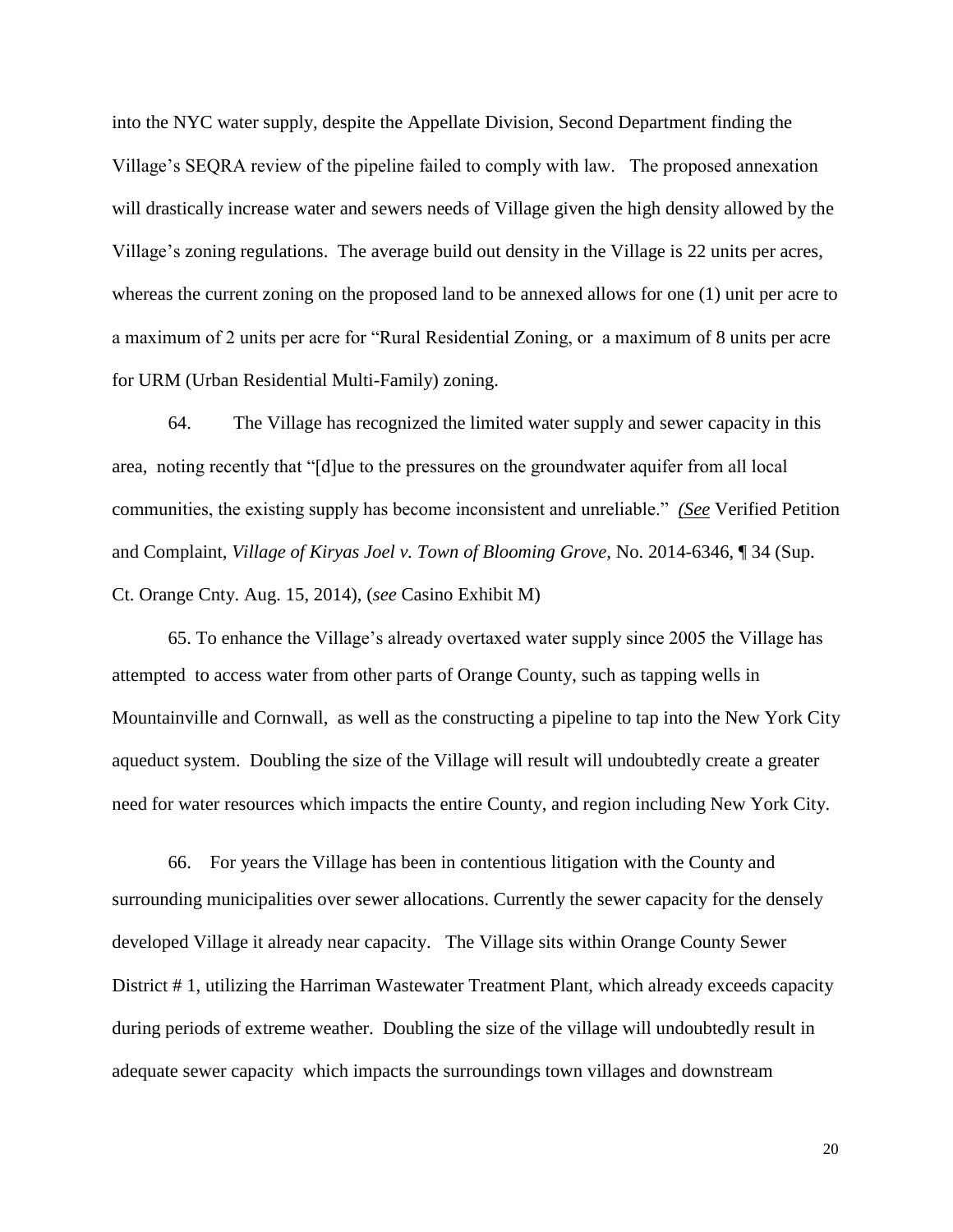into the NYC water supply, despite the Appellate Division, Second Department finding the Village's SEQRA review of the pipeline failed to comply with law. The proposed annexation will drastically increase water and sewers needs of Village given the high density allowed by the Village's zoning regulations. The average build out density in the Village is 22 units per acres, whereas the current zoning on the proposed land to be annexed allows for one (1) unit per acre to a maximum of 2 units per acre for "Rural Residential Zoning, or a maximum of 8 units per acre for URM (Urban Residential Multi-Family) zoning.

64. The Village has recognized the limited water supply and sewer capacity in this area, noting recently that "[d]ue to the pressures on the groundwater aquifer from all local communities, the existing supply has become inconsistent and unreliable." *(See* Verified Petition and Complaint, *Village of Kiryas Joel v. Town of Blooming Grove*, No. 2014-6346, ¶ 34 (Sup. Ct. Orange Cnty. Aug. 15, 2014), (*see* Casino Exhibit M)

65. To enhance the Village's already overtaxed water supply since 2005 the Village has attempted to access water from other parts of Orange County, such as tapping wells in Mountainville and Cornwall, as well as the constructing a pipeline to tap into the New York City aqueduct system. Doubling the size of the Village will result will undoubtedly create a greater need for water resources which impacts the entire County, and region including New York City.

66. For years the Village has been in contentious litigation with the County and surrounding municipalities over sewer allocations. Currently the sewer capacity for the densely developed Village it already near capacity. The Village sits within Orange County Sewer District # 1, utilizing the Harriman Wastewater Treatment Plant, which already exceeds capacity during periods of extreme weather. Doubling the size of the village will undoubtedly result in adequate sewer capacity which impacts the surroundings town villages and downstream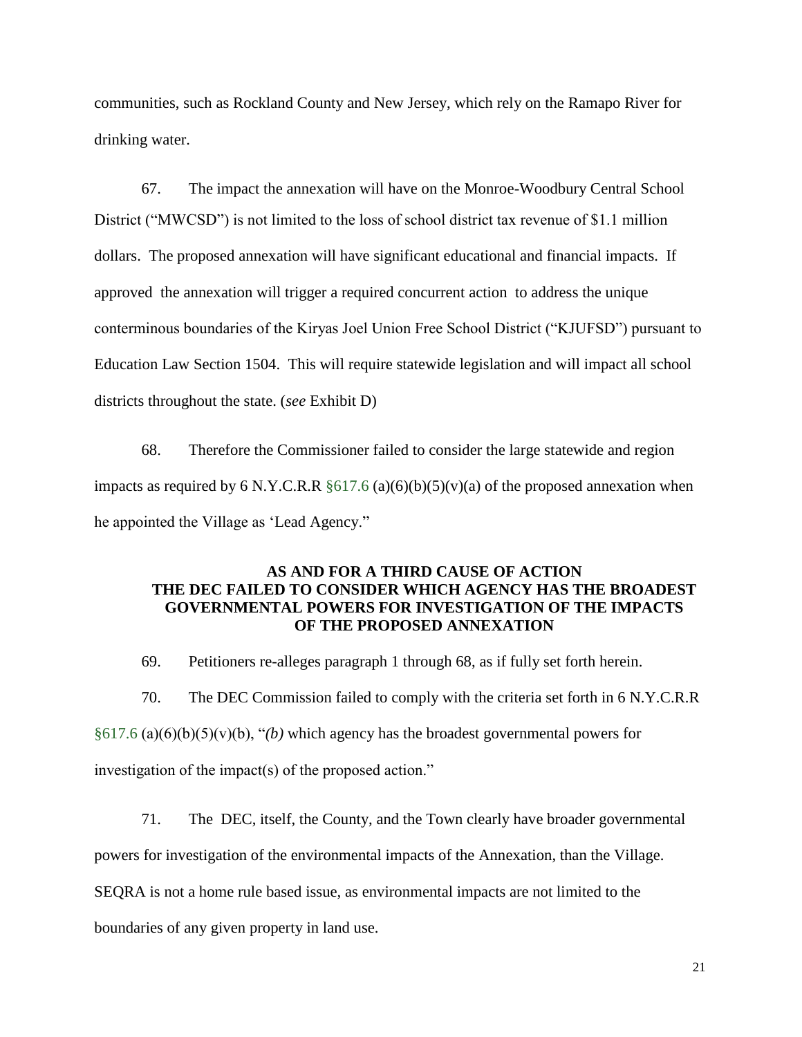communities, such as Rockland County and New Jersey, which rely on the Ramapo River for drinking water.

67. The impact the annexation will have on the Monroe-Woodbury Central School District ("MWCSD") is not limited to the loss of school district tax revenue of $1.1 million dollars. The proposed annexation will have significant educational and financial impacts. If approved the annexation will trigger a required concurrent action to address the unique conterminous boundaries of the Kiryas Joel Union Free School District ("KJUFSD") pursuant to Education Law Section 1504. This will require statewide legislation and will impact all school districts throughout the state. (*see* Exhibit D)

68. Therefore the Commissioner failed to consider the large statewide and region impacts as required by 6 N.Y.C.R.R §617.6 (a)(6)(b)(5)(v)(a) of the proposed annexation when he appointed the Village as 'Lead Agency."

**AS AND FOR A THIRD CAUSE OF ACTION**
**THE DEC FAILED TO CONSIDER WHICH AGENCY HAS THE BROADEST GOVERNMENTAL POWERS FOR INVESTIGATION OF THE IMPACTS OF THE PROPOSED ANNEXATION**

69. Petitioners re-alleges paragraph 1 through 68, as if fully set forth herein.

70. The DEC Commission failed to comply with the criteria set forth in 6 N.Y.C.R.R §617.6 (a)(6)(b)(5)(v)(b), "*(b)* which agency has the broadest governmental powers for investigation of the impact(s) of the proposed action."

71. The DEC, itself, the County, and the Town clearly have broader governmental powers for investigation of the environmental impacts of the Annexation, than the Village. SEQRA is not a home rule based issue, as environmental impacts are not limited to the boundaries of any given property in land use.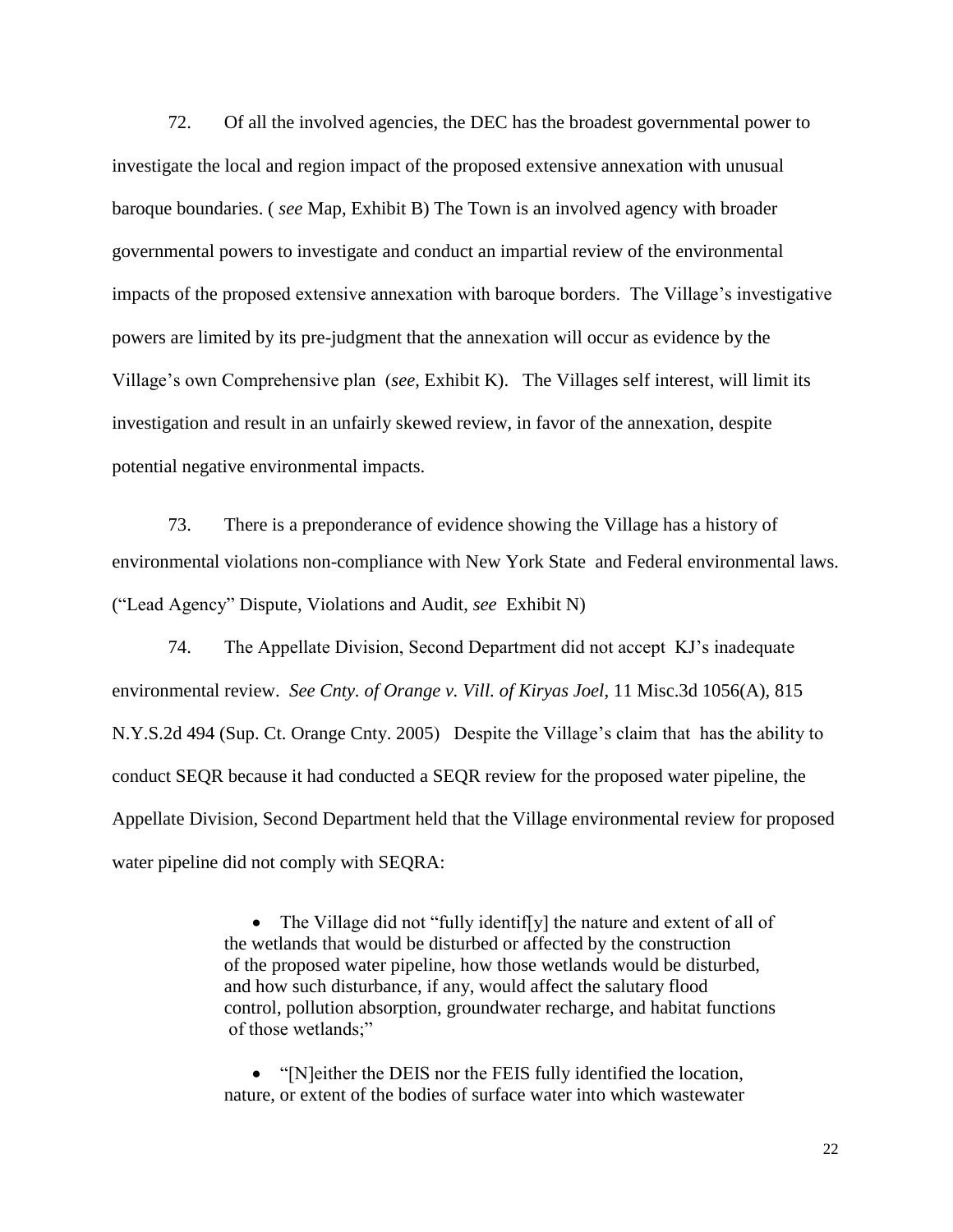72. Of all the involved agencies, the DEC has the broadest governmental power to investigate the local and region impact of the proposed extensive annexation with unusual baroque boundaries. ( *see* Map, Exhibit B) The Town is an involved agency with broader governmental powers to investigate and conduct an impartial review of the environmental impacts of the proposed extensive annexation with baroque borders. The Village's investigative powers are limited by its pre-judgment that the annexation will occur as evidence by the Village's own Comprehensive plan (*see*, Exhibit K). The Villages self interest, will limit its investigation and result in an unfairly skewed review, in favor of the annexation, despite potential negative environmental impacts.

73. There is a preponderance of evidence showing the Village has a history of environmental violations non-compliance with New York State and Federal environmental laws. ("Lead Agency" Dispute, Violations and Audit, *see* Exhibit N)

74. The Appellate Division, Second Department did not accept KJ's inadequate environmental review. *See Cnty. of Orange v. Vill. of Kiryas Joel*, 11 Misc.3d 1056(A), 815 N.Y.S.2d 494 (Sup. Ct. Orange Cnty. 2005) Despite the Village's claim that has the ability to conduct SEQR because it had conducted a SEQR review for the proposed water pipeline, the Appellate Division, Second Department held that the Village environmental review for proposed water pipeline did not comply with SEQRA:

> - The Village did not "fully identif[y] the nature and extent of all of the wetlands that would be disturbed or affected by the construction of the proposed water pipeline, how those wetlands would be disturbed, and how such disturbance, if any, would affect the salutary flood control, pollution absorption, groundwater recharge, and habitat functions of those wetlands;"
>
> - "[N]either the DEIS nor the FEIS fully identified the location, nature, or extent of the bodies of surface water into which wastewater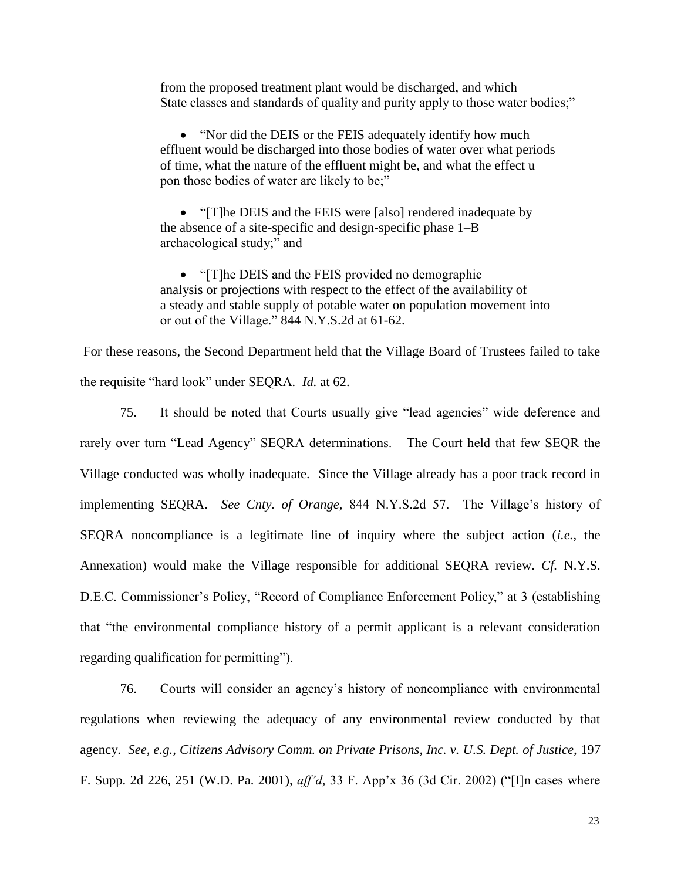from the proposed treatment plant would be discharged, and which State classes and standards of quality and purity apply to those water bodies;"

- "Nor did the DEIS or the FEIS adequately identify how much effluent would be discharged into those bodies of water over what periods of time, what the nature of the effluent might be, and what the effect u pon those bodies of water are likely to be;"
- "[T]he DEIS and the FEIS were [also] rendered inadequate by the absence of a site-specific and design-specific phase 1–B archaeological study;" and
- "[T]he DEIS and the FEIS provided no demographic analysis or projections with respect to the effect of the availability of a steady and stable supply of potable water on population movement into or out of the Village." 844 N.Y.S.2d at 61-62.

For these reasons, the Second Department held that the Village Board of Trustees failed to take the requisite "hard look" under SEQRA. *Id.* at 62.

75. It should be noted that Courts usually give "lead agencies" wide deference and rarely over turn "Lead Agency" SEQRA determinations. The Court held that few SEQR the Village conducted was wholly inadequate. Since the Village already has a poor track record in implementing SEQRA. *See Cnty. of Orange,* 844 N.Y.S.2d 57. The Village's history of SEQRA noncompliance is a legitimate line of inquiry where the subject action (*i.e.,* the Annexation) would make the Village responsible for additional SEQRA review. *Cf.* N.Y.S. D.E.C. Commissioner's Policy, "Record of Compliance Enforcement Policy," at 3 (establishing that "the environmental compliance history of a permit applicant is a relevant consideration regarding qualification for permitting").

76. Courts will consider an agency's history of noncompliance with environmental regulations when reviewing the adequacy of any environmental review conducted by that agency. *See, e.g., Citizens Advisory Comm. on Private Prisons, Inc. v. U.S. Dept. of Justice,* 197 F. Supp. 2d 226, 251 (W.D. Pa. 2001), *aff'd*, 33 F. App'x 36 (3d Cir. 2002) ("[I]n cases where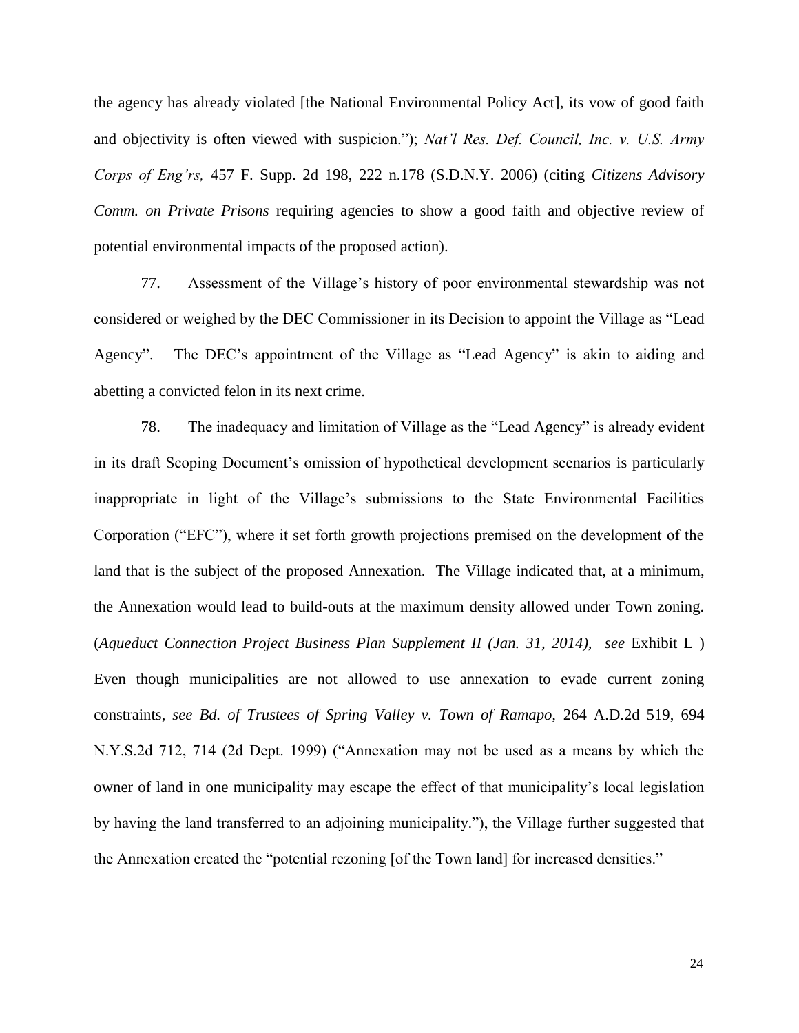the agency has already violated [the National Environmental Policy Act], its vow of good faith and objectivity is often viewed with suspicion."); *Nat'l Res. Def. Council, Inc. v. U.S. Army Corps of Eng'rs,* 457 F. Supp. 2d 198, 222 n.178 (S.D.N.Y. 2006) (citing *Citizens Advisory Comm. on Private Prisons* requiring agencies to show a good faith and objective review of potential environmental impacts of the proposed action).

77. Assessment of the Village's history of poor environmental stewardship was not considered or weighed by the DEC Commissioner in its Decision to appoint the Village as "Lead Agency". The DEC's appointment of the Village as "Lead Agency" is akin to aiding and abetting a convicted felon in its next crime.

78. The inadequacy and limitation of Village as the "Lead Agency" is already evident in its draft Scoping Document's omission of hypothetical development scenarios is particularly inappropriate in light of the Village's submissions to the State Environmental Facilities Corporation ("EFC"), where it set forth growth projections premised on the development of the land that is the subject of the proposed Annexation. The Village indicated that, at a minimum, the Annexation would lead to build-outs at the maximum density allowed under Town zoning. (*Aqueduct Connection Project Business Plan Supplement II (Jan. 31, 2014), see* Exhibit L ) Even though municipalities are not allowed to use annexation to evade current zoning constraints, *see Bd. of Trustees of Spring Valley v. Town of Ramapo*, 264 A.D.2d 519, 694 N.Y.S.2d 712, 714 (2d Dept. 1999) ("Annexation may not be used as a means by which the owner of land in one municipality may escape the effect of that municipality's local legislation by having the land transferred to an adjoining municipality."), the Village further suggested that the Annexation created the "potential rezoning [of the Town land] for increased densities."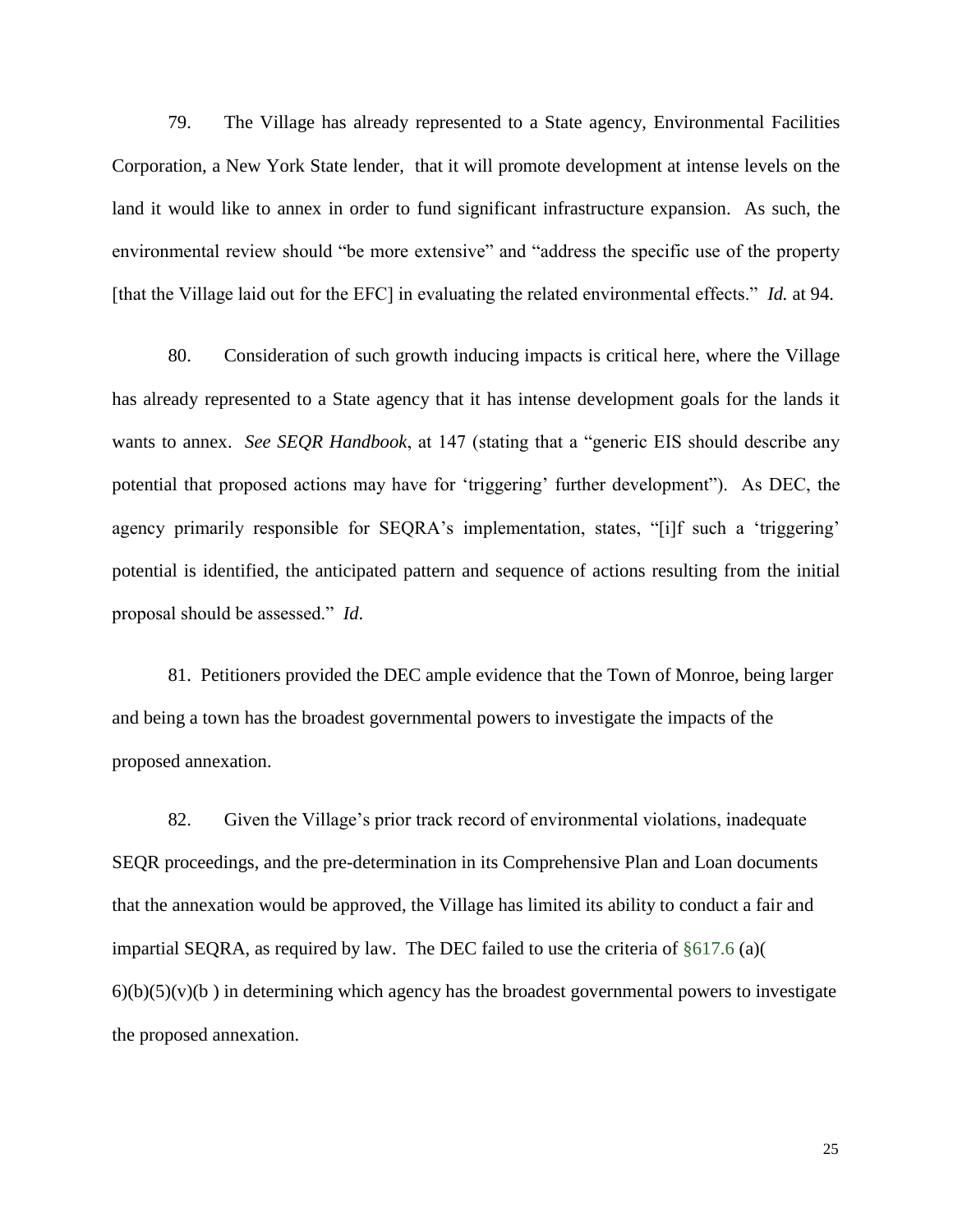79. The Village has already represented to a State agency, Environmental Facilities Corporation, a New York State lender, that it will promote development at intense levels on the land it would like to annex in order to fund significant infrastructure expansion. As such, the environmental review should "be more extensive" and "address the specific use of the property [that the Village laid out for the EFC] in evaluating the related environmental effects." *Id.* at 94.

80. Consideration of such growth inducing impacts is critical here, where the Village has already represented to a State agency that it has intense development goals for the lands it wants to annex. *See SEQR Handbook*, at 147 (stating that a "generic EIS should describe any potential that proposed actions may have for 'triggering' further development"). As DEC, the agency primarily responsible for SEQRA's implementation, states, "[i]f such a 'triggering' potential is identified, the anticipated pattern and sequence of actions resulting from the initial proposal should be assessed." *Id.*

81. Petitioners provided the DEC ample evidence that the Town of Monroe, being larger and being a town has the broadest governmental powers to investigate the impacts of the proposed annexation.

82. Given the Village's prior track record of environmental violations, inadequate SEQR proceedings, and the pre-determination in its Comprehensive Plan and Loan documents that the annexation would be approved, the Village has limited its ability to conduct a fair and impartial SEQRA, as required by law. The DEC failed to use the criteria of §617.6 (a)(6)(b)(5)(v)(b ) in determining which agency has the broadest governmental powers to investigate the proposed annexation.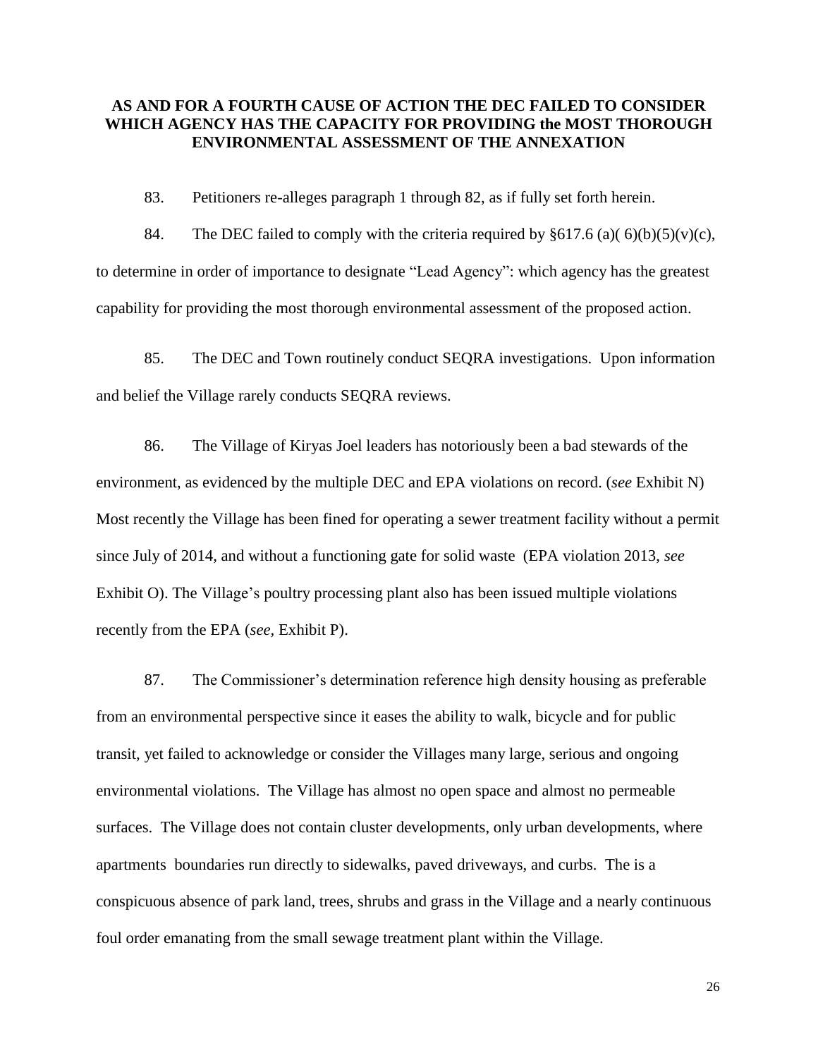## AS AND FOR A FOURTH CAUSE OF ACTION THE DEC FAILED TO CONSIDER WHICH AGENCY HAS THE CAPACITY FOR PROVIDING the MOST THOROUGH ENVIRONMENTAL ASSESSMENT OF THE ANNEXATION

83. Petitioners re-alleges paragraph 1 through 82, as if fully set forth herein.

84. The DEC failed to comply with the criteria required by §617.6 (a)( 6)(b)(5)(v)(c), to determine in order of importance to designate "Lead Agency": which agency has the greatest capability for providing the most thorough environmental assessment of the proposed action.

85. The DEC and Town routinely conduct SEQRA investigations. Upon information and belief the Village rarely conducts SEQRA reviews.

86. The Village of Kiryas Joel leaders has notoriously been a bad stewards of the environment, as evidenced by the multiple DEC and EPA violations on record. (*see* Exhibit N) Most recently the Village has been fined for operating a sewer treatment facility without a permit since July of 2014, and without a functioning gate for solid waste (EPA violation 2013, *see* Exhibit O). The Village's poultry processing plant also has been issued multiple violations recently from the EPA (*see,* Exhibit P).

87. The Commissioner's determination reference high density housing as preferable from an environmental perspective since it eases the ability to walk, bicycle and for public transit, yet failed to acknowledge or consider the Villages many large, serious and ongoing environmental violations. The Village has almost no open space and almost no permeable surfaces. The Village does not contain cluster developments, only urban developments, where apartments boundaries run directly to sidewalks, paved driveways, and curbs. The is a conspicuous absence of park land, trees, shrubs and grass in the Village and a nearly continuous foul order emanating from the small sewage treatment plant within the Village.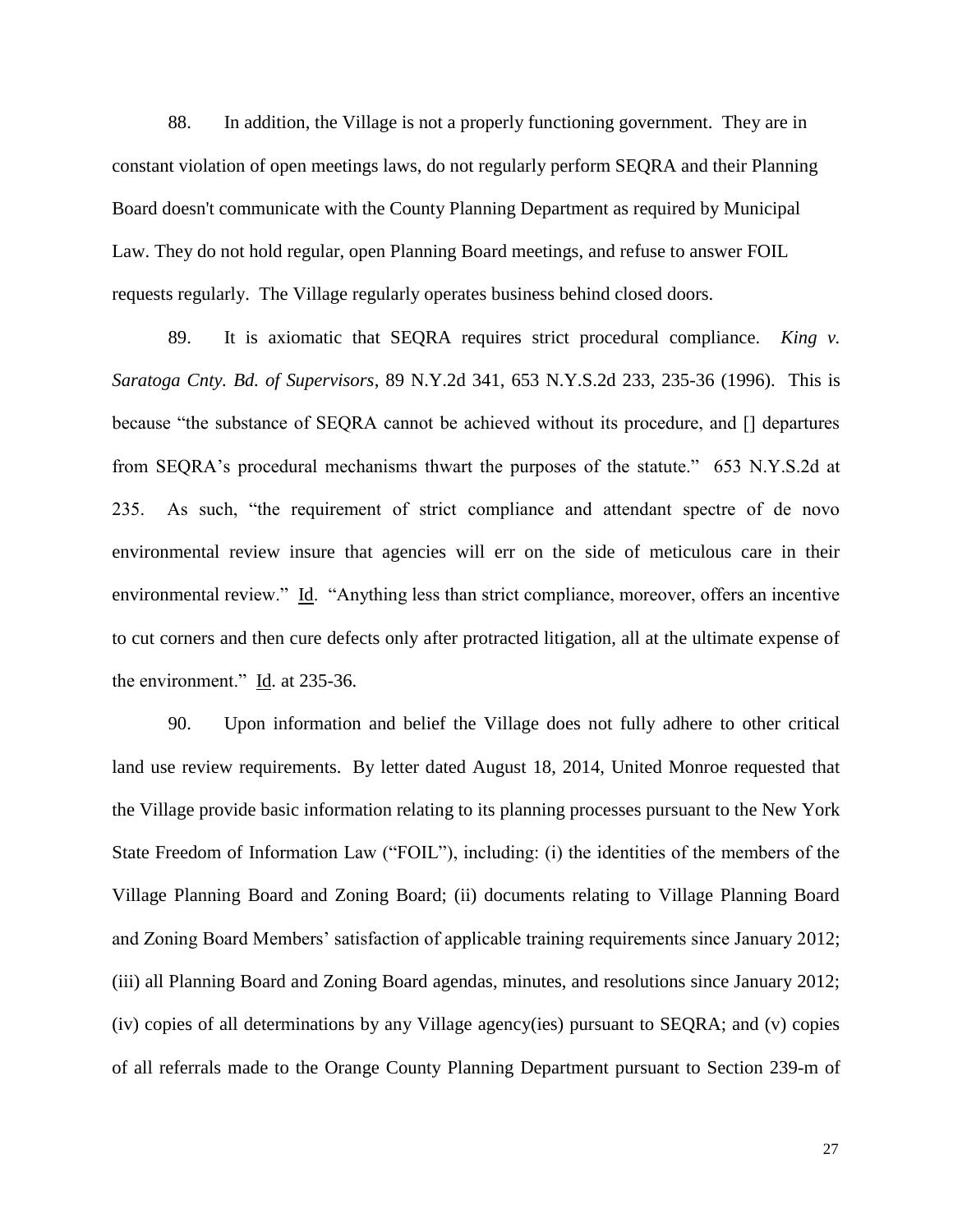88. In addition, the Village is not a properly functioning government. They are in constant violation of open meetings laws, do not regularly perform SEQRA and their Planning Board doesn't communicate with the County Planning Department as required by Municipal Law. They do not hold regular, open Planning Board meetings, and refuse to answer FOIL requests regularly. The Village regularly operates business behind closed doors.

89. It is axiomatic that SEQRA requires strict procedural compliance. *King v. Saratoga Cnty. Bd. of Supervisors*, 89 N.Y.2d 341, 653 N.Y.S.2d 233, 235-36 (1996). This is because "the substance of SEQRA cannot be achieved without its procedure, and [] departures from SEQRA's procedural mechanisms thwart the purposes of the statute." 653 N.Y.S.2d at 235. As such, "the requirement of strict compliance and attendant spectre of de novo environmental review insure that agencies will err on the side of meticulous care in their environmental review." Id. "Anything less than strict compliance, moreover, offers an incentive to cut corners and then cure defects only after protracted litigation, all at the ultimate expense of the environment." Id. at 235-36.

90. Upon information and belief the Village does not fully adhere to other critical land use review requirements. By letter dated August 18, 2014, United Monroe requested that the Village provide basic information relating to its planning processes pursuant to the New York State Freedom of Information Law ("FOIL"), including: (i) the identities of the members of the Village Planning Board and Zoning Board; (ii) documents relating to Village Planning Board and Zoning Board Members' satisfaction of applicable training requirements since January 2012; (iii) all Planning Board and Zoning Board agendas, minutes, and resolutions since January 2012; (iv) copies of all determinations by any Village agency(ies) pursuant to SEQRA; and (v) copies of all referrals made to the Orange County Planning Department pursuant to Section 239-m of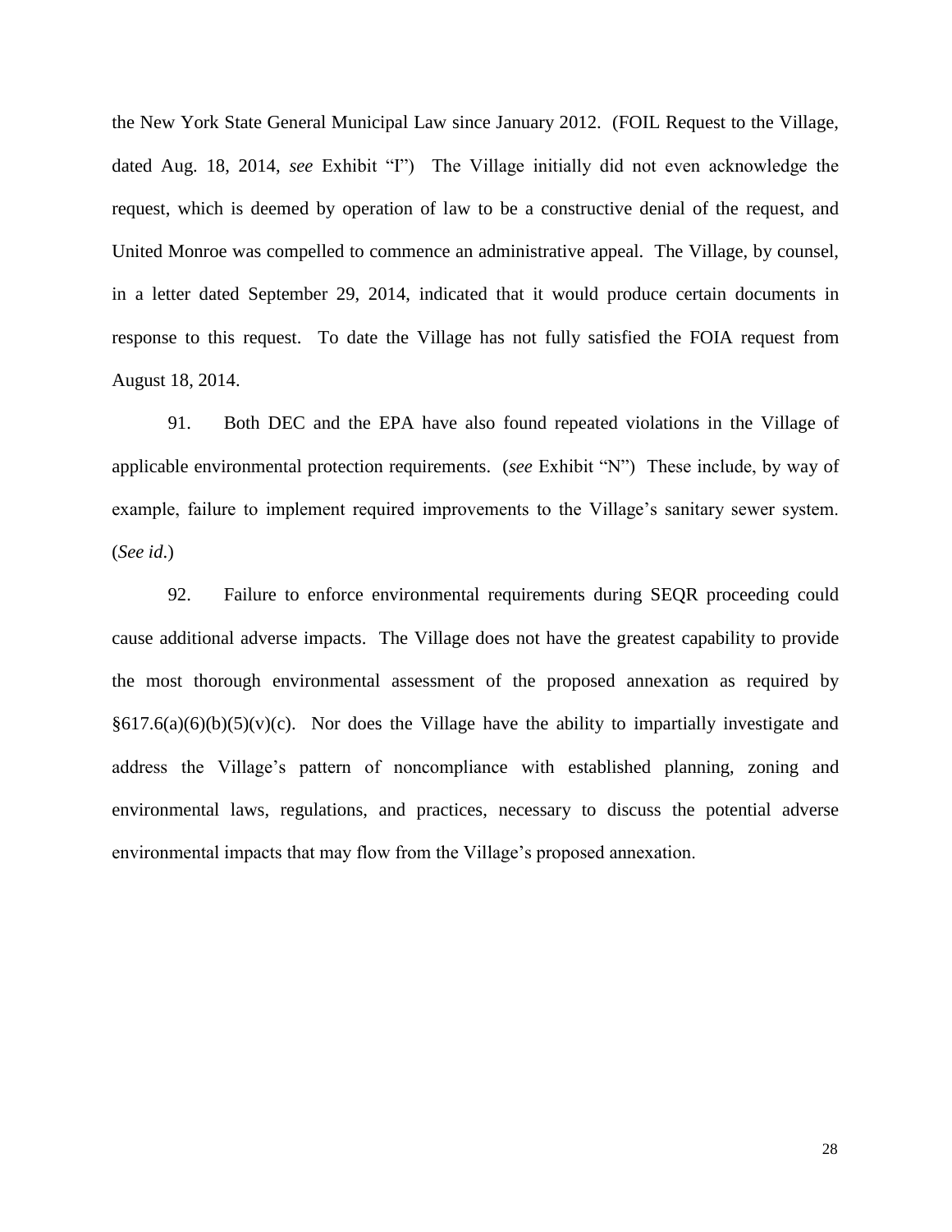the New York State General Municipal Law since January 2012. (FOIL Request to the Village, dated Aug. 18, 2014, *see* Exhibit "I") The Village initially did not even acknowledge the request, which is deemed by operation of law to be a constructive denial of the request, and United Monroe was compelled to commence an administrative appeal. The Village, by counsel, in a letter dated September 29, 2014, indicated that it would produce certain documents in response to this request. To date the Village has not fully satisfied the FOIA request from August 18, 2014.

91. Both DEC and the EPA have also found repeated violations in the Village of applicable environmental protection requirements. (*see* Exhibit "N") These include, by way of example, failure to implement required improvements to the Village's sanitary sewer system. (*See id*.)

92. Failure to enforce environmental requirements during SEQR proceeding could cause additional adverse impacts. The Village does not have the greatest capability to provide the most thorough environmental assessment of the proposed annexation as required by §617.6(a)(6)(b)(5)(v)(c). Nor does the Village have the ability to impartially investigate and address the Village's pattern of noncompliance with established planning, zoning and environmental laws, regulations, and practices, necessary to discuss the potential adverse environmental impacts that may flow from the Village's proposed annexation.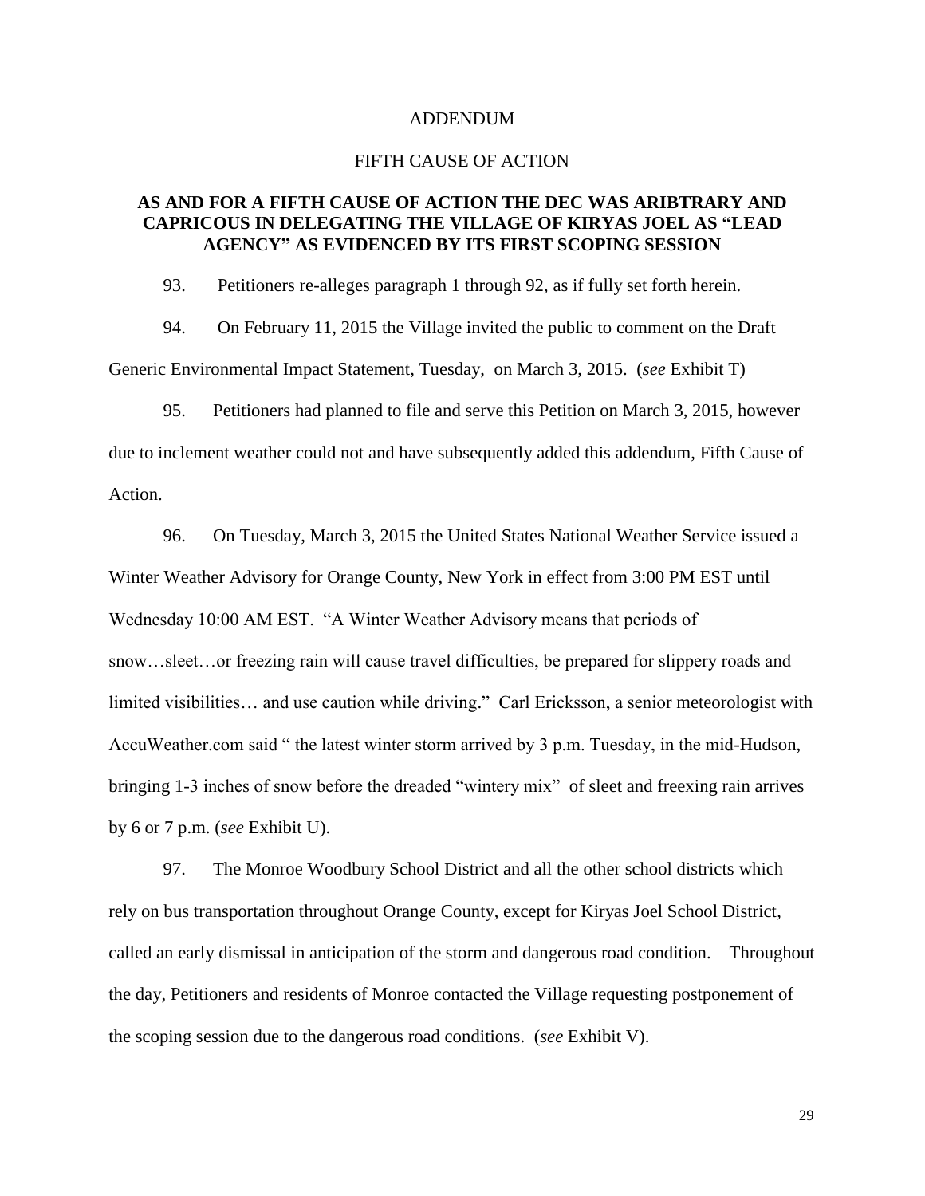ADDENDUM

FIFTH CAUSE OF ACTION

**AS AND FOR A FIFTH CAUSE OF ACTION THE DEC WAS ARIBTRARY AND CAPRICOUS IN DELEGATING THE VILLAGE OF KIRYAS JOEL AS "LEAD AGENCY" AS EVIDENCED BY ITS FIRST SCOPING SESSION**

93. Petitioners re-alleges paragraph 1 through 92, as if fully set forth herein.

94. On February 11, 2015 the Village invited the public to comment on the Draft Generic Environmental Impact Statement, Tuesday, on March 3, 2015. (*see* Exhibit T)

95. Petitioners had planned to file and serve this Petition on March 3, 2015, however due to inclement weather could not and have subsequently added this addendum, Fifth Cause of Action.

96. On Tuesday, March 3, 2015 the United States National Weather Service issued a Winter Weather Advisory for Orange County, New York in effect from 3:00 PM EST until Wednesday 10:00 AM EST. "A Winter Weather Advisory means that periods of snow…sleet…or freezing rain will cause travel difficulties, be prepared for slippery roads and limited visibilities… and use caution while driving." Carl Ericksson, a senior meteorologist with AccuWeather.com said " the latest winter storm arrived by 3 p.m. Tuesday, in the mid-Hudson, bringing 1-3 inches of snow before the dreaded "wintery mix" of sleet and freexing rain arrives by 6 or 7 p.m. (*see* Exhibit U).

97. The Monroe Woodbury School District and all the other school districts which rely on bus transportation throughout Orange County, except for Kiryas Joel School District, called an early dismissal in anticipation of the storm and dangerous road condition. Throughout the day, Petitioners and residents of Monroe contacted the Village requesting postponement of the scoping session due to the dangerous road conditions. (*see* Exhibit V).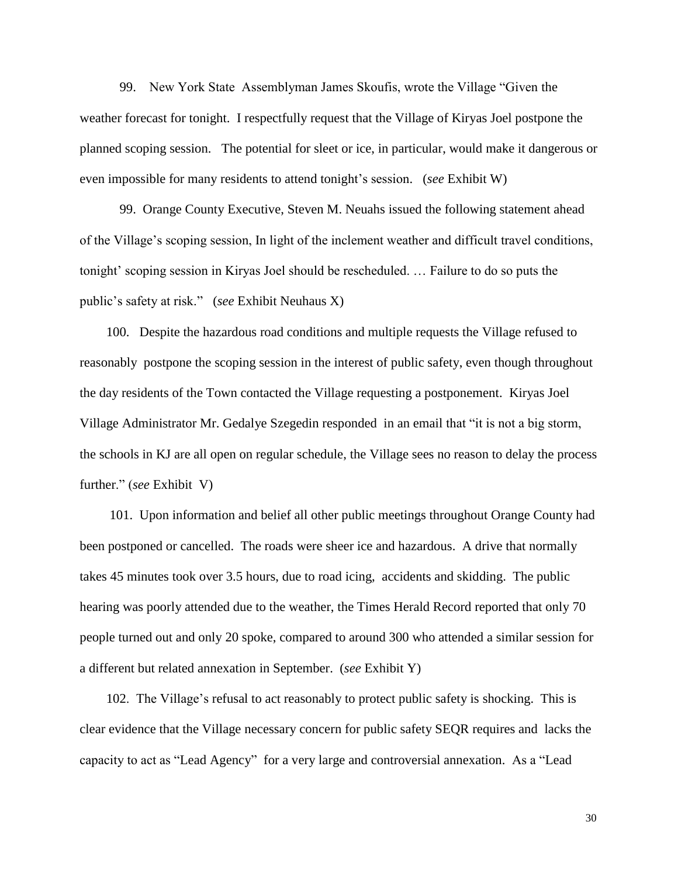99. New York State Assemblyman James Skoufis, wrote the Village "Given the weather forecast for tonight. I respectfully request that the Village of Kiryas Joel postpone the planned scoping session. The potential for sleet or ice, in particular, would make it dangerous or even impossible for many residents to attend tonight's session. (*see* Exhibit W)

99. Orange County Executive, Steven M. Neuahs issued the following statement ahead of the Village's scoping session, In light of the inclement weather and difficult travel conditions, tonight' scoping session in Kiryas Joel should be rescheduled. … Failure to do so puts the public's safety at risk." (*see* Exhibit Neuhaus X)

100. Despite the hazardous road conditions and multiple requests the Village refused to reasonably postpone the scoping session in the interest of public safety, even though throughout the day residents of the Town contacted the Village requesting a postponement. Kiryas Joel Village Administrator Mr. Gedalye Szegedin responded in an email that "it is not a big storm, the schools in KJ are all open on regular schedule, the Village sees no reason to delay the process further." (*see* Exhibit V)

101. Upon information and belief all other public meetings throughout Orange County had been postponed or cancelled. The roads were sheer ice and hazardous. A drive that normally takes 45 minutes took over 3.5 hours, due to road icing, accidents and skidding. The public hearing was poorly attended due to the weather, the Times Herald Record reported that only 70 people turned out and only 20 spoke, compared to around 300 who attended a similar session for a different but related annexation in September. (*see* Exhibit Y)

102. The Village's refusal to act reasonably to protect public safety is shocking. This is clear evidence that the Village necessary concern for public safety SEQR requires and lacks the capacity to act as "Lead Agency" for a very large and controversial annexation. As a "Lead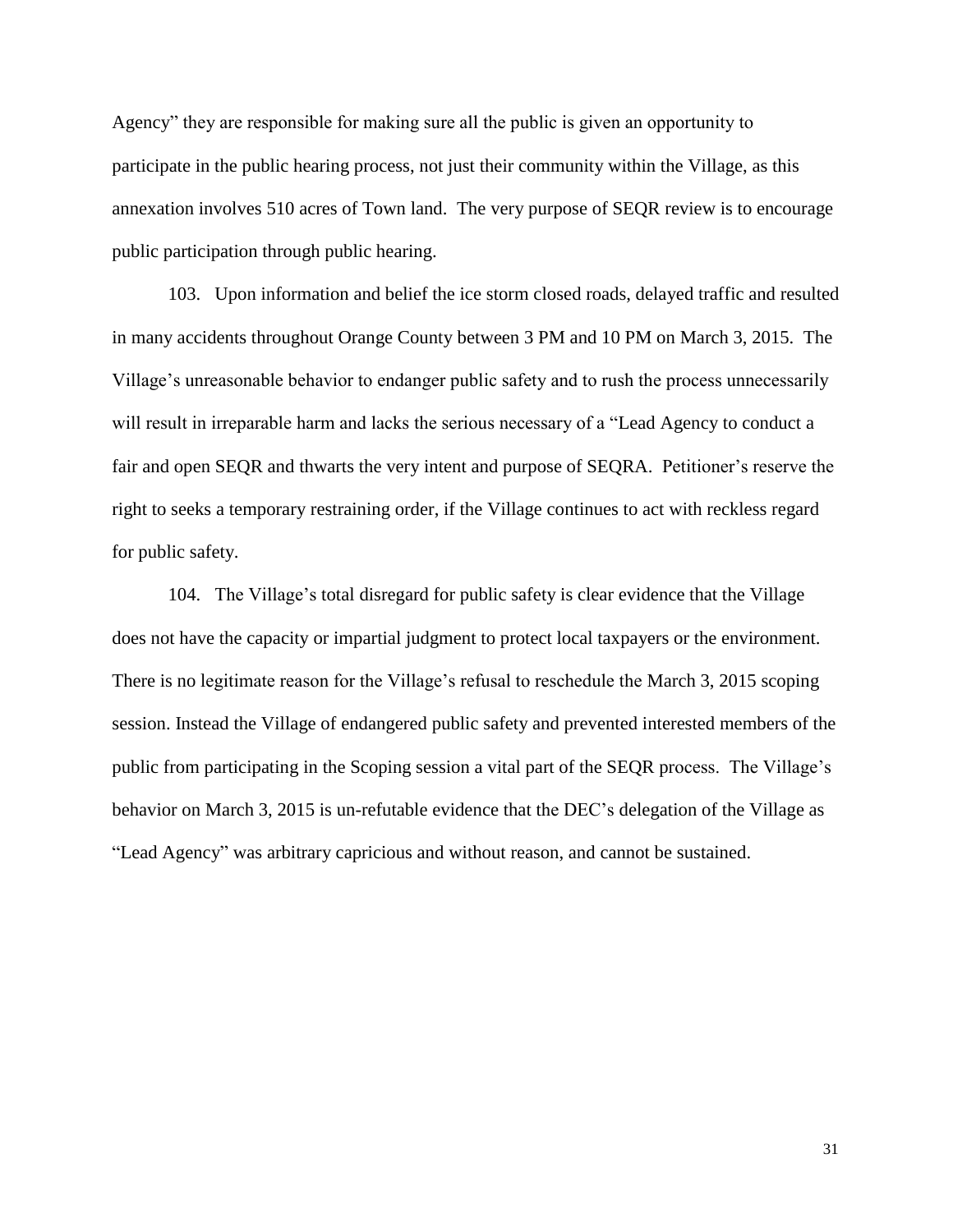Agency" they are responsible for making sure all the public is given an opportunity to participate in the public hearing process, not just their community within the Village, as this annexation involves 510 acres of Town land. The very purpose of SEQR review is to encourage public participation through public hearing.

103. Upon information and belief the ice storm closed roads, delayed traffic and resulted in many accidents throughout Orange County between 3 PM and 10 PM on March 3, 2015. The Village's unreasonable behavior to endanger public safety and to rush the process unnecessarily will result in irreparable harm and lacks the serious necessary of a "Lead Agency to conduct a fair and open SEQR and thwarts the very intent and purpose of SEQRA. Petitioner's reserve the right to seeks a temporary restraining order, if the Village continues to act with reckless regard for public safety.

104. The Village's total disregard for public safety is clear evidence that the Village does not have the capacity or impartial judgment to protect local taxpayers or the environment. There is no legitimate reason for the Village's refusal to reschedule the March 3, 2015 scoping session. Instead the Village of endangered public safety and prevented interested members of the public from participating in the Scoping session a vital part of the SEQR process. The Village's behavior on March 3, 2015 is un-refutable evidence that the DEC's delegation of the Village as "Lead Agency" was arbitrary capricious and without reason, and cannot be sustained.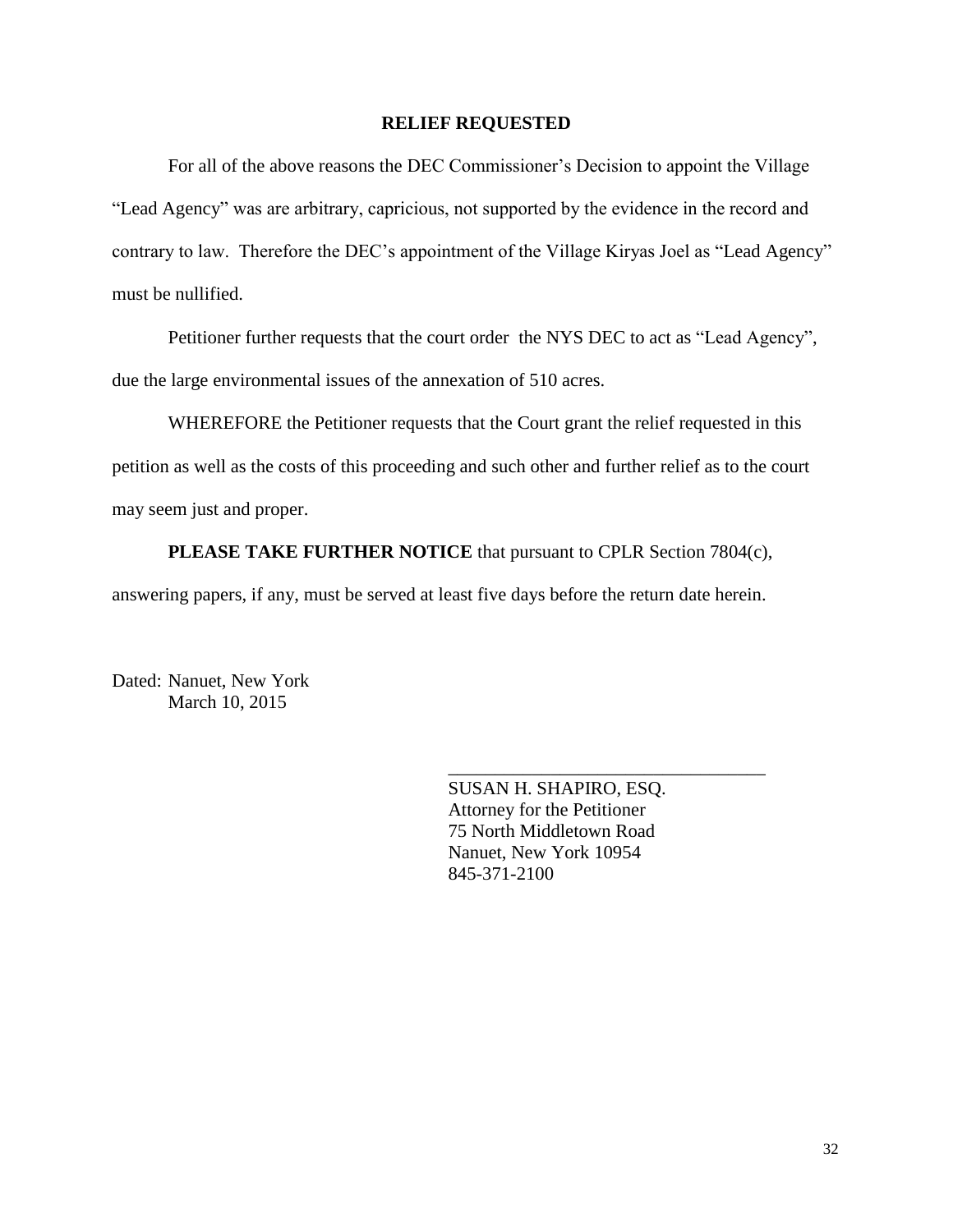## RELIEF REQUESTED

For all of the above reasons the DEC Commissioner's Decision to appoint the Village "Lead Agency" was are arbitrary, capricious, not supported by the evidence in the record and contrary to law. Therefore the DEC's appointment of the Village Kiryas Joel as "Lead Agency" must be nullified.

Petitioner further requests that the court order the NYS DEC to act as "Lead Agency", due the large environmental issues of the annexation of 510 acres.

WHEREFORE the Petitioner requests that the Court grant the relief requested in this petition as well as the costs of this proceeding and such other and further relief as to the court may seem just and proper.

**PLEASE TAKE FURTHER NOTICE** that pursuant to CPLR Section 7804(c), answering papers, if any, must be served at least five days before the return date herein.

Dated: Nanuet, New York
March 10, 2015

___________________________________

SUSAN H. SHAPIRO, ESQ.
Attorney for the Petitioner
75 North Middletown Road
Nanuet, New York 10954
845-371-2100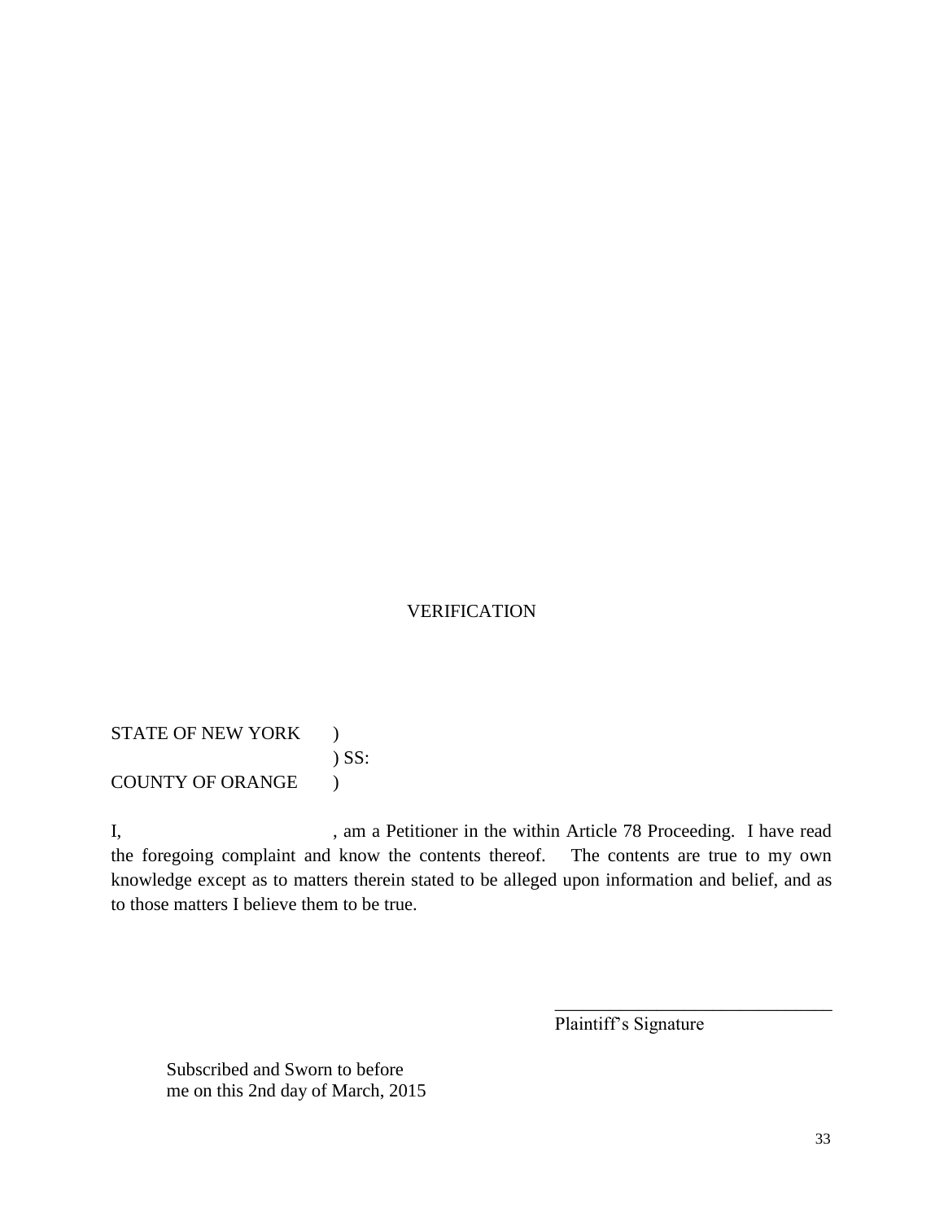VERIFICATION

STATE OF NEW YORK )
) SS:
COUNTY OF ORANGE )

I, , am a Petitioner in the within Article 78 Proceeding. I have read the foregoing complaint and know the contents thereof. The contents are true to my own knowledge except as to matters therein stated to be alleged upon information and belief, and as to those matters I believe them to be true.

\_\_\_\_\_\_\_\_\_\_\_\_\_\_\_\_\_\_\_\_\_\_\_\_\_\_\_\_\_\_
Plaintiff's Signature

Subscribed and Sworn to before
me on this 2nd day of March, 2015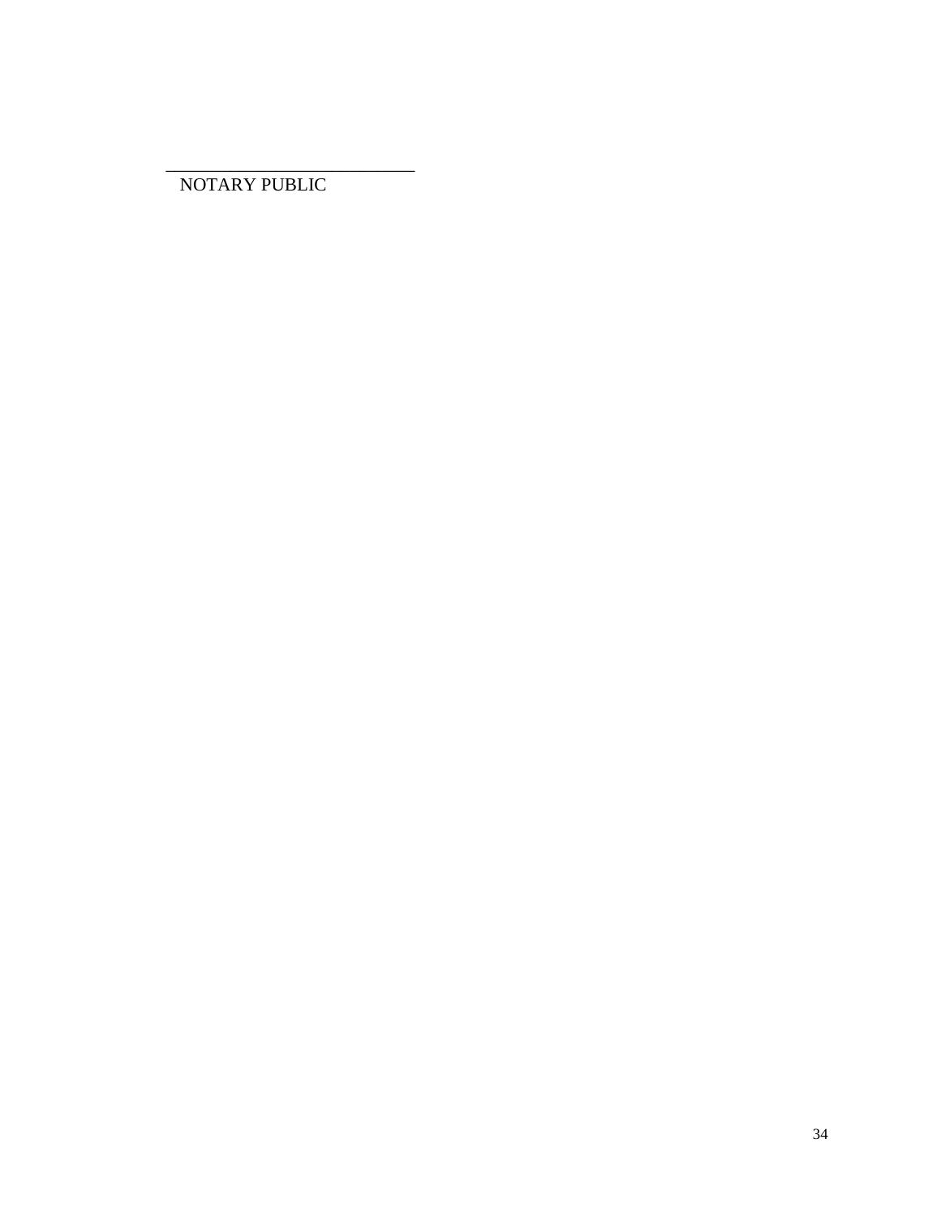\_\_\_\_\_\_\_\_\_\_\_\_\_\_\_\_\_\_\_\_\_\_\_\_\_\_\_\_

NOTARY PUBLIC